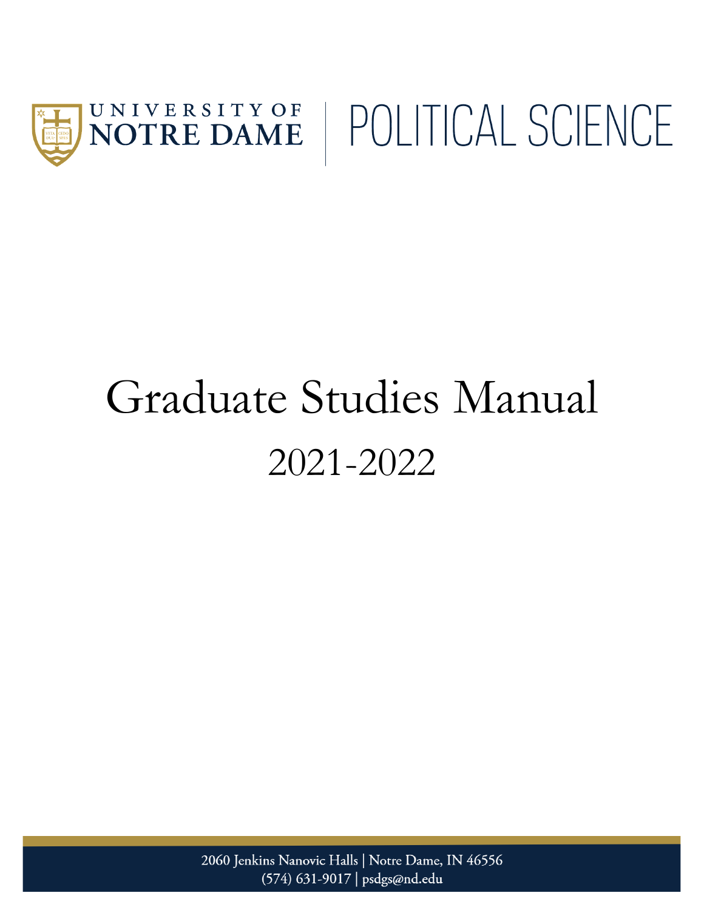UNIVERSITY OF NOTRE DAME | POLITICAL SCIENCE

# Graduate Studies Manual

## 2021-2022

2060 Jenkins Nanovic Halls | Notre Dame, IN 46556
(574) 631-9017 | psdgs@nd.edu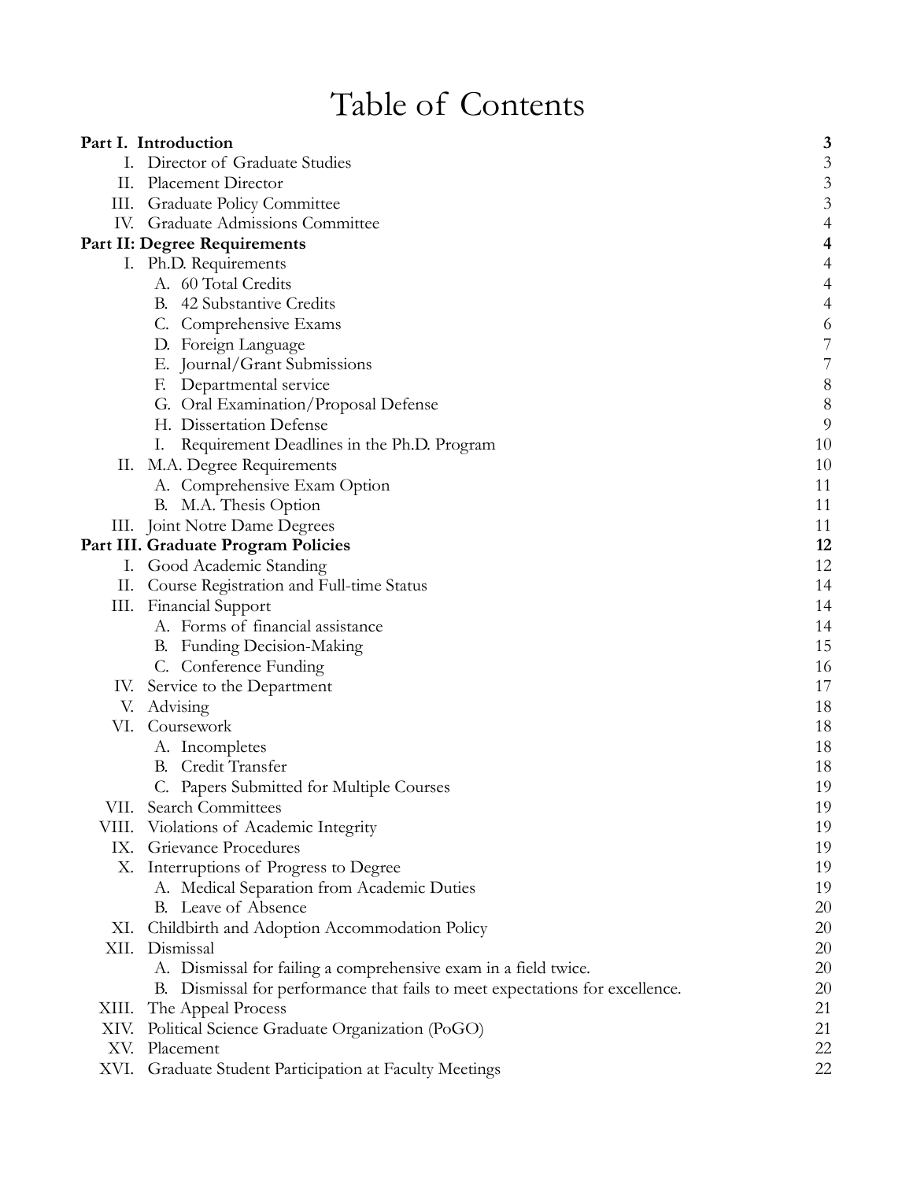# Table of Contents

| | |
|---|---|
| **Part I. Introduction** | **3** |
| I. Director of Graduate Studies | 3 |
| II. Placement Director | 3 |
| III. Graduate Policy Committee | 3 |
| IV. Graduate Admissions Committee | 4 |
| **Part II: Degree Requirements** | **4** |
| I. Ph.D. Requirements | 4 |
| A. 60 Total Credits | 4 |
| B. 42 Substantive Credits | 4 |
| C. Comprehensive Exams | 6 |
| D. Foreign Language | 7 |
| E. Journal/Grant Submissions | 7 |
| F. Departmental service | 8 |
| G. Oral Examination/Proposal Defense | 8 |
| H. Dissertation Defense | 9 |
| I. Requirement Deadlines in the Ph.D. Program | 10 |
| II. M.A. Degree Requirements | 10 |
| A. Comprehensive Exam Option | 11 |
| B. M.A. Thesis Option | 11 |
| III. Joint Notre Dame Degrees | 11 |
| **Part III. Graduate Program Policies** | **12** |
| I. Good Academic Standing | 12 |
| II. Course Registration and Full-time Status | 14 |
| III. Financial Support | 14 |
| A. Forms of financial assistance | 14 |
| B. Funding Decision-Making | 15 |
| C. Conference Funding | 16 |
| IV. Service to the Department | 17 |
| V. Advising | 18 |
| VI. Coursework | 18 |
| A. Incompletes | 18 |
| B. Credit Transfer | 18 |
| C. Papers Submitted for Multiple Courses | 19 |
| VII. Search Committees | 19 |
| VIII. Violations of Academic Integrity | 19 |
| IX. Grievance Procedures | 19 |
| X. Interruptions of Progress to Degree | 19 |
| A. Medical Separation from Academic Duties | 19 |
| B. Leave of Absence | 20 |
| XI. Childbirth and Adoption Accommodation Policy | 20 |
| XII. Dismissal | 20 |
| A. Dismissal for failing a comprehensive exam in a field twice. | 20 |
| B. Dismissal for performance that fails to meet expectations for excellence. | 20 |
| XIII. The Appeal Process | 21 |
| XIV. Political Science Graduate Organization (PoGO) | 21 |
| XV. Placement | 22 |
| XVI. Graduate Student Participation at Faculty Meetings | 22 |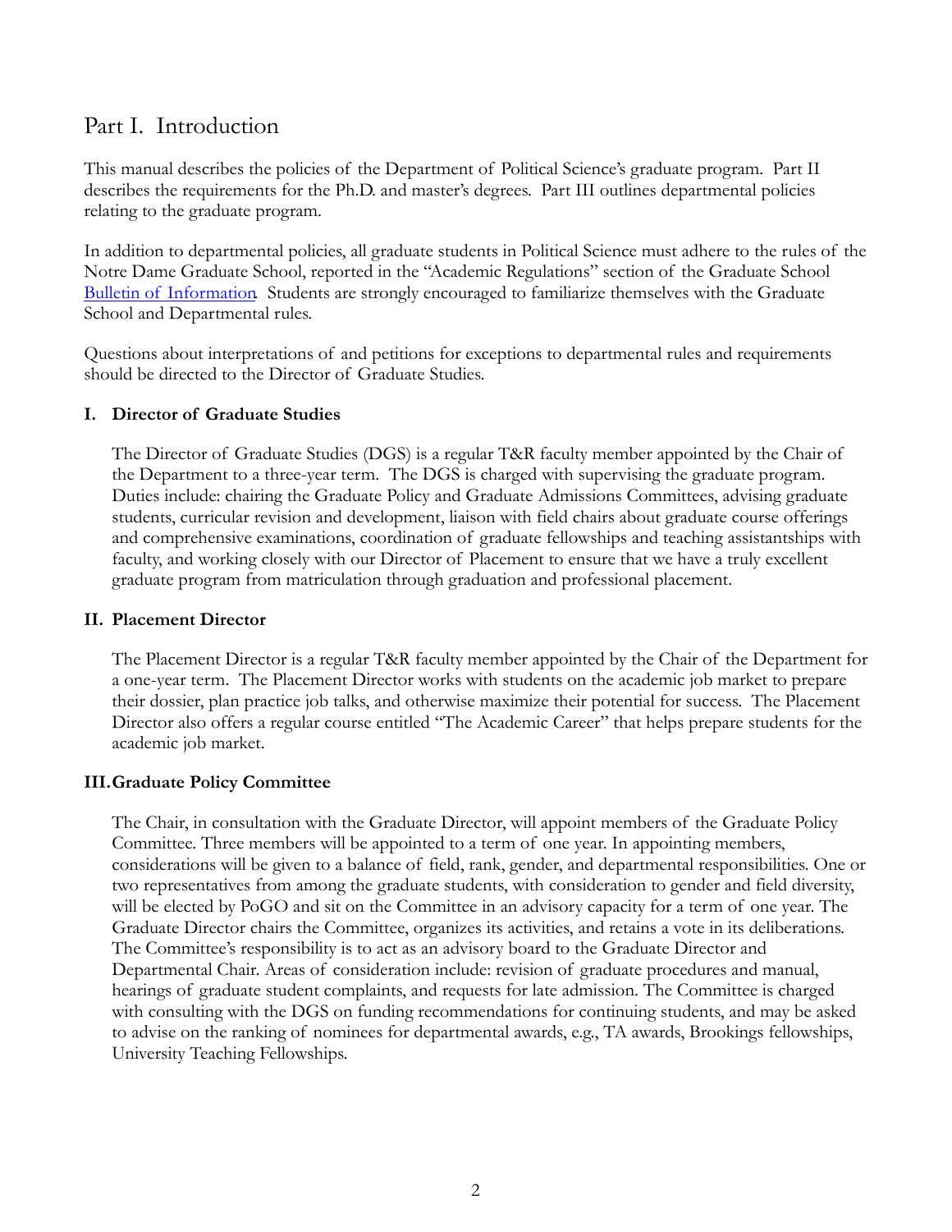# Part I. Introduction

This manual describes the policies of the Department of Political Science's graduate program. Part II describes the requirements for the Ph.D. and master's degrees. Part III outlines departmental policies relating to the graduate program.

In addition to departmental policies, all graduate students in Political Science must adhere to the rules of the Notre Dame Graduate School, reported in the "Academic Regulations" section of the Graduate School Bulletin of Information. Students are strongly encouraged to familiarize themselves with the Graduate School and Departmental rules.

Questions about interpretations of and petitions for exceptions to departmental rules and requirements should be directed to the Director of Graduate Studies.

## I. Director of Graduate Studies

The Director of Graduate Studies (DGS) is a regular T&R faculty member appointed by the Chair of the Department to a three-year term. The DGS is charged with supervising the graduate program. Duties include: chairing the Graduate Policy and Graduate Admissions Committees, advising graduate students, curricular revision and development, liaison with field chairs about graduate course offerings and comprehensive examinations, coordination of graduate fellowships and teaching assistantships with faculty, and working closely with our Director of Placement to ensure that we have a truly excellent graduate program from matriculation through graduation and professional placement.

## II. Placement Director

The Placement Director is a regular T&R faculty member appointed by the Chair of the Department for a one-year term. The Placement Director works with students on the academic job market to prepare their dossier, plan practice job talks, and otherwise maximize their potential for success. The Placement Director also offers a regular course entitled "The Academic Career" that helps prepare students for the academic job market.

## III. Graduate Policy Committee

The Chair, in consultation with the Graduate Director, will appoint members of the Graduate Policy Committee. Three members will be appointed to a term of one year. In appointing members, considerations will be given to a balance of field, rank, gender, and departmental responsibilities. One or two representatives from among the graduate students, with consideration to gender and field diversity, will be elected by PoGO and sit on the Committee in an advisory capacity for a term of one year. The Graduate Director chairs the Committee, organizes its activities, and retains a vote in its deliberations. The Committee's responsibility is to act as an advisory board to the Graduate Director and Departmental Chair. Areas of consideration include: revision of graduate procedures and manual, hearings of graduate student complaints, and requests for late admission. The Committee is charged with consulting with the DGS on funding recommendations for continuing students, and may be asked to advise on the ranking of nominees for departmental awards, e.g., TA awards, Brookings fellowships, University Teaching Fellowships.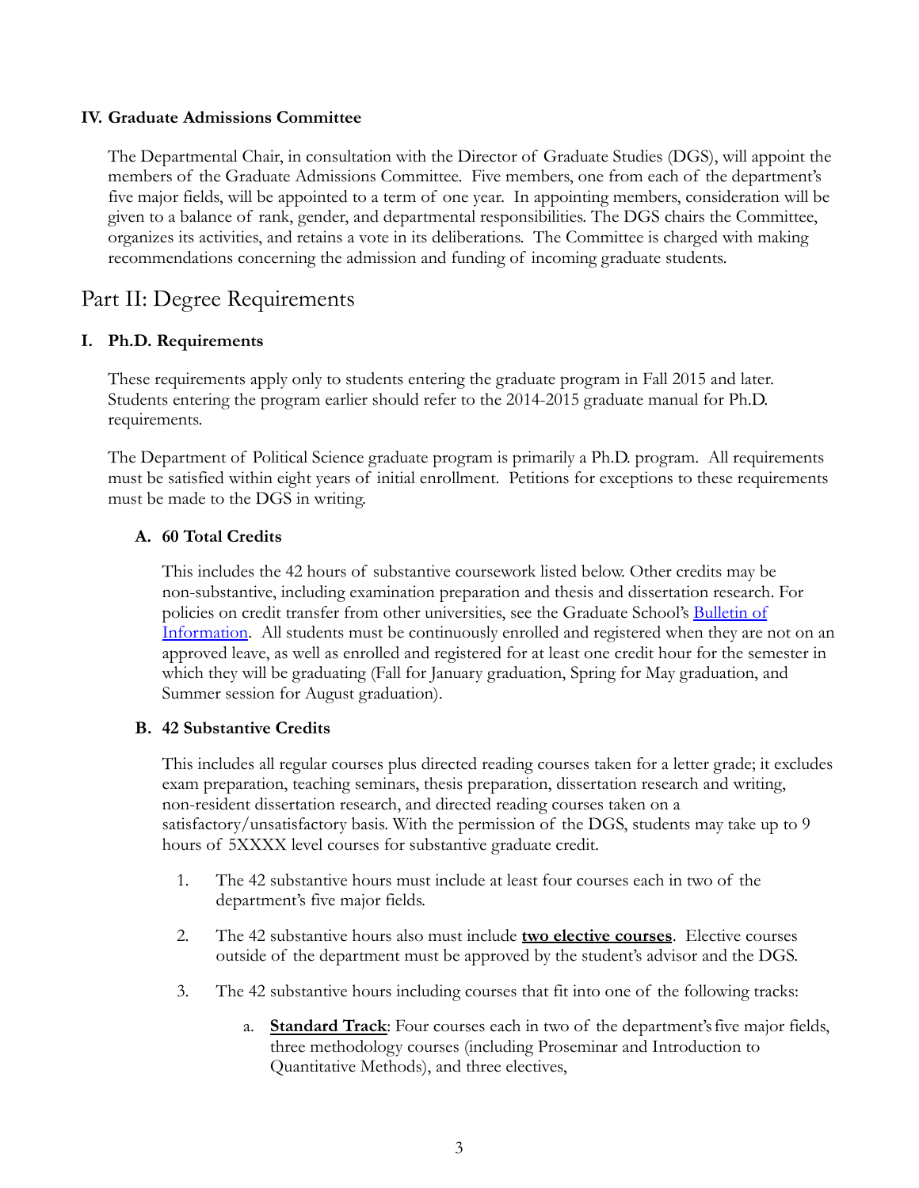### IV. Graduate Admissions Committee

The Departmental Chair, in consultation with the Director of Graduate Studies (DGS), will appoint the members of the Graduate Admissions Committee. Five members, one from each of the department's five major fields, will be appointed to a term of one year. In appointing members, consideration will be given to a balance of rank, gender, and departmental responsibilities. The DGS chairs the Committee, organizes its activities, and retains a vote in its deliberations. The Committee is charged with making recommendations concerning the admission and funding of incoming graduate students.

## Part II: Degree Requirements

### I. Ph.D. Requirements

These requirements apply only to students entering the graduate program in Fall 2015 and later. Students entering the program earlier should refer to the 2014-2015 graduate manual for Ph.D. requirements.

The Department of Political Science graduate program is primarily a Ph.D. program. All requirements must be satisfied within eight years of initial enrollment. Petitions for exceptions to these requirements must be made to the DGS in writing.

#### A. 60 Total Credits

This includes the 42 hours of substantive coursework listed below. Other credits may be non-substantive, including examination preparation and thesis and dissertation research. For policies on credit transfer from other universities, see the Graduate School's Bulletin of Information. All students must be continuously enrolled and registered when they are not on an approved leave, as well as enrolled and registered for at least one credit hour for the semester in which they will be graduating (Fall for January graduation, Spring for May graduation, and Summer session for August graduation).

#### B. 42 Substantive Credits

This includes all regular courses plus directed reading courses taken for a letter grade; it excludes exam preparation, teaching seminars, thesis preparation, dissertation research and writing, non-resident dissertation research, and directed reading courses taken on a satisfactory/unsatisfactory basis. With the permission of the DGS, students may take up to 9 hours of 5XXXX level courses for substantive graduate credit.

1. The 42 substantive hours must include at least four courses each in two of the department's five major fields.

2. The 42 substantive hours also must include **two elective courses**. Elective courses outside of the department must be approved by the student's advisor and the DGS.

3. The 42 substantive hours including courses that fit into one of the following tracks:

    a. **Standard Track**: Four courses each in two of the department's five major fields, three methodology courses (including Proseminar and Introduction to Quantitative Methods), and three electives,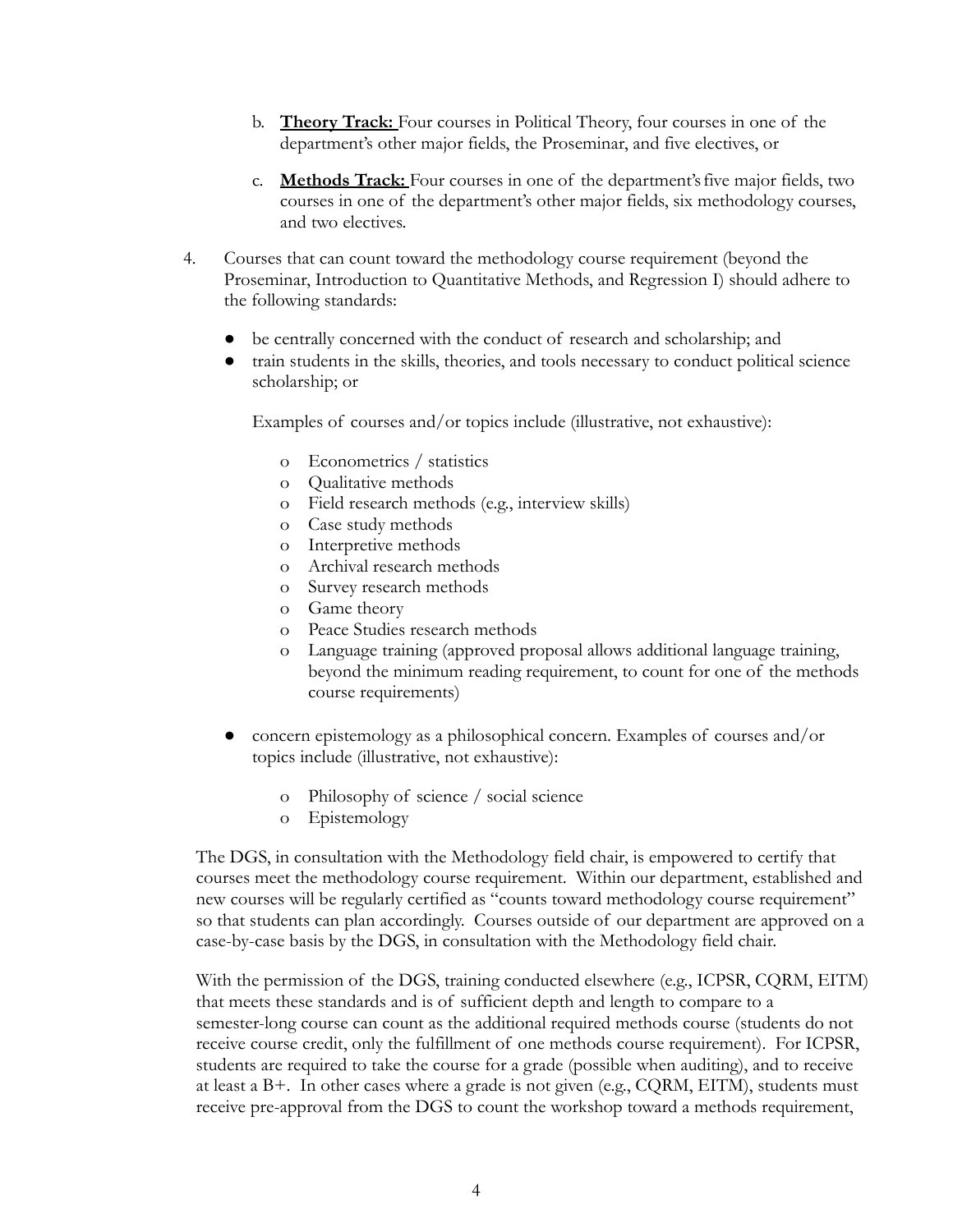b. **Theory Track:** Four courses in Political Theory, four courses in one of the department's other major fields, the Proseminar, and five electives, or

c. **Methods Track:** Four courses in one of the department's five major fields, two courses in one of the department's other major fields, six methodology courses, and two electives.

4. Courses that can count toward the methodology course requirement (beyond the Proseminar, Introduction to Quantitative Methods, and Regression I) should adhere to the following standards:

   - be centrally concerned with the conduct of research and scholarship; and
   - train students in the skills, theories, and tools necessary to conduct political science scholarship; or

     Examples of courses and/or topics include (illustrative, not exhaustive):

     - Econometrics / statistics
     - Qualitative methods
     - Field research methods (e.g., interview skills)
     - Case study methods
     - Interpretive methods
     - Archival research methods
     - Survey research methods
     - Game theory
     - Peace Studies research methods
     - Language training (approved proposal allows additional language training, beyond the minimum reading requirement, to count for one of the methods course requirements)

   - concern epistemology as a philosophical concern. Examples of courses and/or topics include (illustrative, not exhaustive):

     - Philosophy of science / social science
     - Epistemology

   The DGS, in consultation with the Methodology field chair, is empowered to certify that courses meet the methodology course requirement. Within our department, established and new courses will be regularly certified as "counts toward methodology course requirement" so that students can plan accordingly. Courses outside of our department are approved on a case-by-case basis by the DGS, in consultation with the Methodology field chair.

   With the permission of the DGS, training conducted elsewhere (e.g., ICPSR, CQRM, EITM) that meets these standards and is of sufficient depth and length to compare to a semester-long course can count as the additional required methods course (students do not receive course credit, only the fulfillment of one methods course requirement). For ICPSR, students are required to take the course for a grade (possible when auditing), and to receive at least a B+. In other cases where a grade is not given (e.g., CQRM, EITM), students must receive pre-approval from the DGS to count the workshop toward a methods requirement,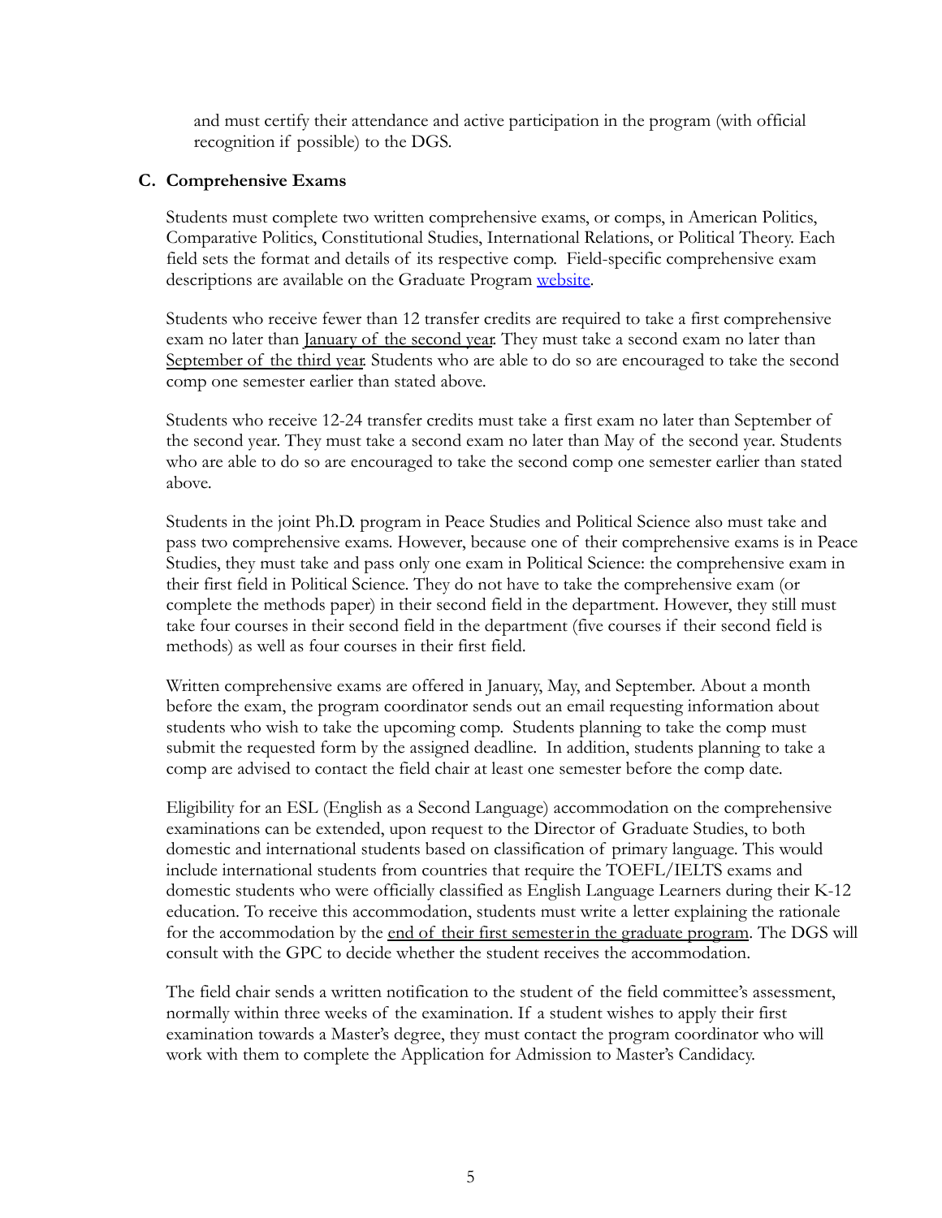and must certify their attendance and active participation in the program (with official recognition if possible) to the DGS.

### C. Comprehensive Exams

Students must complete two written comprehensive exams, or comps, in American Politics, Comparative Politics, Constitutional Studies, International Relations, or Political Theory. Each field sets the format and details of its respective comp. Field-specific comprehensive exam descriptions are available on the Graduate Program [website](website).

Students who receive fewer than 12 transfer credits are required to take a first comprehensive exam no later than January of the second year. They must take a second exam no later than September of the third year. Students who are able to do so are encouraged to take the second comp one semester earlier than stated above.

Students who receive 12-24 transfer credits must take a first exam no later than September of the second year. They must take a second exam no later than May of the second year. Students who are able to do so are encouraged to take the second comp one semester earlier than stated above.

Students in the joint Ph.D. program in Peace Studies and Political Science also must take and pass two comprehensive exams. However, because one of their comprehensive exams is in Peace Studies, they must take and pass only one exam in Political Science: the comprehensive exam in their first field in Political Science. They do not have to take the comprehensive exam (or complete the methods paper) in their second field in the department. However, they still must take four courses in their second field in the department (five courses if their second field is methods) as well as four courses in their first field.

Written comprehensive exams are offered in January, May, and September. About a month before the exam, the program coordinator sends out an email requesting information about students who wish to take the upcoming comp. Students planning to take the comp must submit the requested form by the assigned deadline. In addition, students planning to take a comp are advised to contact the field chair at least one semester before the comp date.

Eligibility for an ESL (English as a Second Language) accommodation on the comprehensive examinations can be extended, upon request to the Director of Graduate Studies, to both domestic and international students based on classification of primary language. This would include international students from countries that require the TOEFL/IELTS exams and domestic students who were officially classified as English Language Learners during their K-12 education. To receive this accommodation, students must write a letter explaining the rationale for the accommodation by the end of their first semester in the graduate program. The DGS will consult with the GPC to decide whether the student receives the accommodation.

The field chair sends a written notification to the student of the field committee's assessment, normally within three weeks of the examination. If a student wishes to apply their first examination towards a Master's degree, they must contact the program coordinator who will work with them to complete the Application for Admission to Master's Candidacy.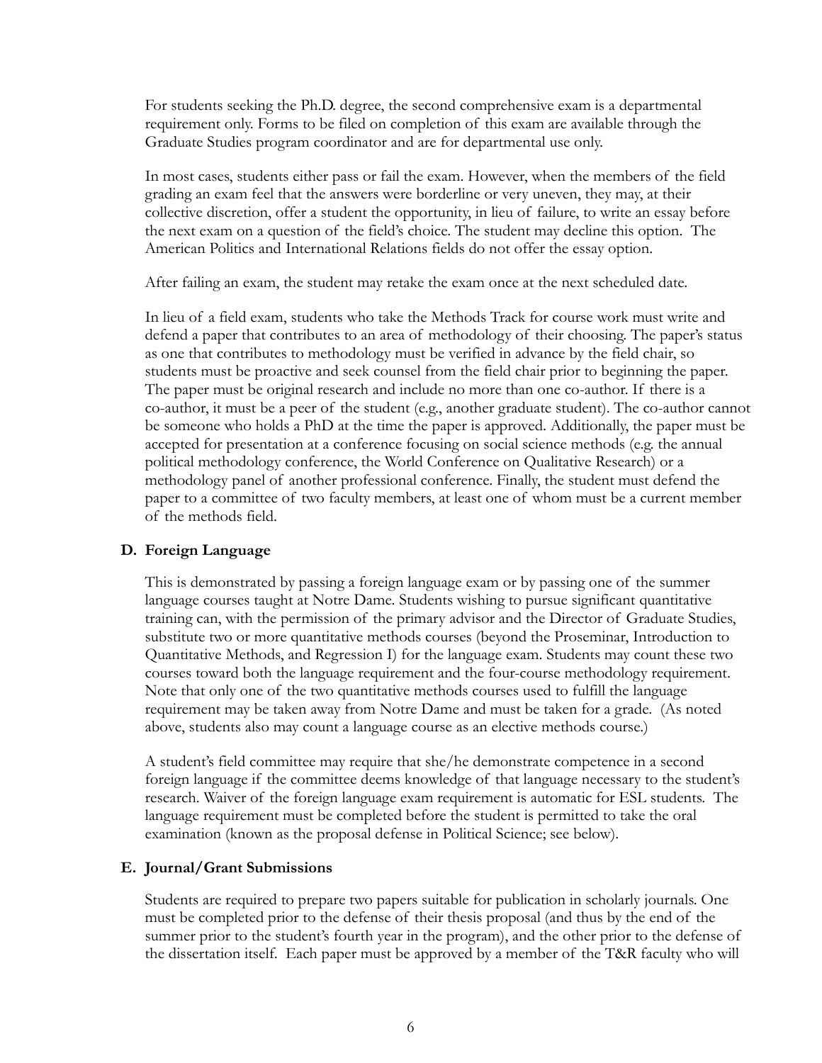For students seeking the Ph.D. degree, the second comprehensive exam is a departmental requirement only. Forms to be filed on completion of this exam are available through the Graduate Studies program coordinator and are for departmental use only.

In most cases, students either pass or fail the exam. However, when the members of the field grading an exam feel that the answers were borderline or very uneven, they may, at their collective discretion, offer a student the opportunity, in lieu of failure, to write an essay before the next exam on a question of the field's choice. The student may decline this option. The American Politics and International Relations fields do not offer the essay option.

After failing an exam, the student may retake the exam once at the next scheduled date.

In lieu of a field exam, students who take the Methods Track for course work must write and defend a paper that contributes to an area of methodology of their choosing. The paper's status as one that contributes to methodology must be verified in advance by the field chair, so students must be proactive and seek counsel from the field chair prior to beginning the paper. The paper must be original research and include no more than one co-author. If there is a co-author, it must be a peer of the student (e.g., another graduate student). The co-author cannot be someone who holds a PhD at the time the paper is approved. Additionally, the paper must be accepted for presentation at a conference focusing on social science methods (e.g. the annual political methodology conference, the World Conference on Qualitative Research) or a methodology panel of another professional conference. Finally, the student must defend the paper to a committee of two faculty members, at least one of whom must be a current member of the methods field.

### D. Foreign Language

This is demonstrated by passing a foreign language exam or by passing one of the summer language courses taught at Notre Dame. Students wishing to pursue significant quantitative training can, with the permission of the primary advisor and the Director of Graduate Studies, substitute two or more quantitative methods courses (beyond the Proseminar, Introduction to Quantitative Methods, and Regression I) for the language exam. Students may count these two courses toward both the language requirement and the four-course methodology requirement. Note that only one of the two quantitative methods courses used to fulfill the language requirement may be taken away from Notre Dame and must be taken for a grade. (As noted above, students also may count a language course as an elective methods course.)

A student's field committee may require that she/he demonstrate competence in a second foreign language if the committee deems knowledge of that language necessary to the student's research. Waiver of the foreign language exam requirement is automatic for ESL students. The language requirement must be completed before the student is permitted to take the oral examination (known as the proposal defense in Political Science; see below).

### E. Journal/Grant Submissions

Students are required to prepare two papers suitable for publication in scholarly journals. One must be completed prior to the defense of their thesis proposal (and thus by the end of the summer prior to the student's fourth year in the program), and the other prior to the defense of the dissertation itself. Each paper must be approved by a member of the T&R faculty who will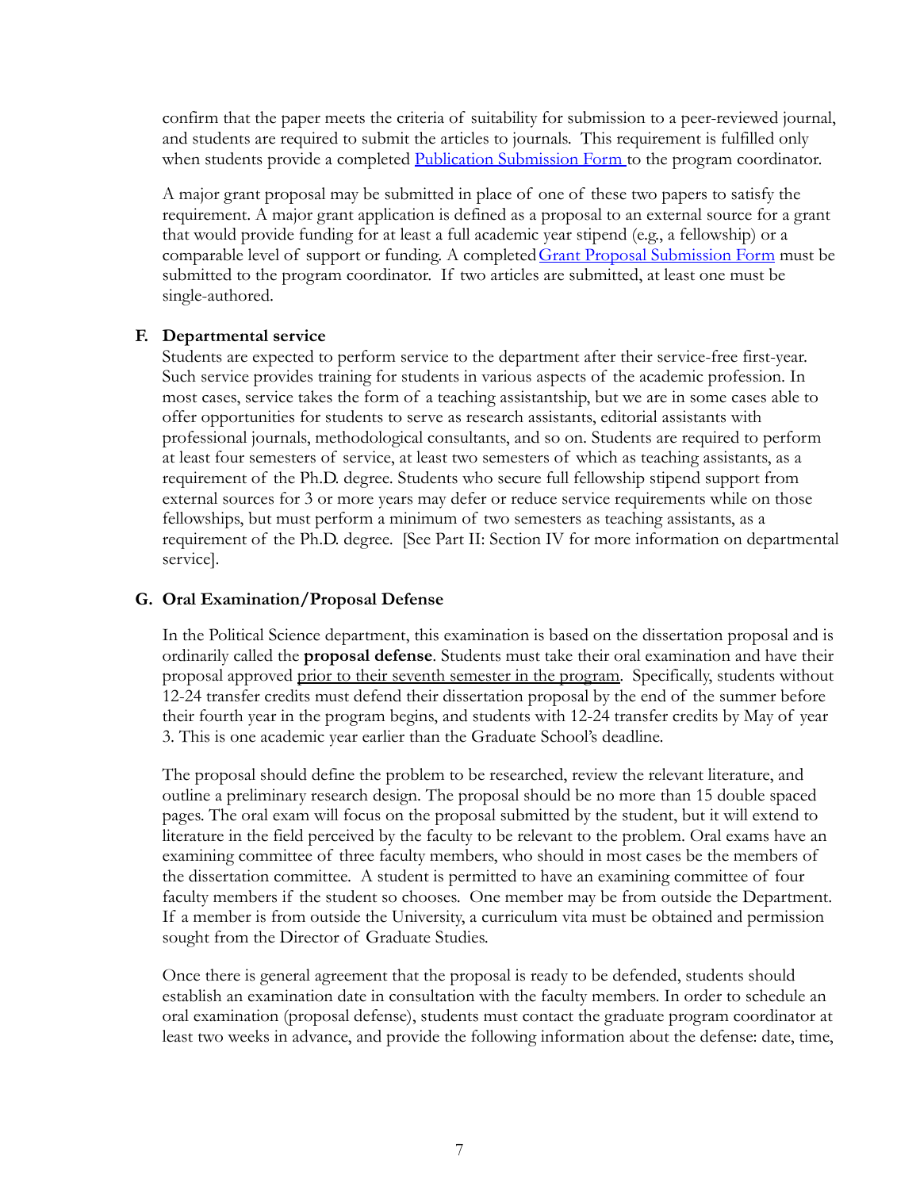confirm that the paper meets the criteria of suitability for submission to a peer-reviewed journal, and students are required to submit the articles to journals. This requirement is fulfilled only when students provide a completed [Publication Submission Form](#) to the program coordinator.

A major grant proposal may be submitted in place of one of these two papers to satisfy the requirement. A major grant application is defined as a proposal to an external source for a grant that would provide funding for at least a full academic year stipend (e.g., a fellowship) or a comparable level of support or funding. A completed [Grant Proposal Submission Form](#) must be submitted to the program coordinator. If two articles are submitted, at least one must be single-authored.

### F. Departmental service

Students are expected to perform service to the department after their service-free first-year. Such service provides training for students in various aspects of the academic profession. In most cases, service takes the form of a teaching assistantship, but we are in some cases able to offer opportunities for students to serve as research assistants, editorial assistants with professional journals, methodological consultants, and so on. Students are required to perform at least four semesters of service, at least two semesters of which as teaching assistants, as a requirement of the Ph.D. degree. Students who secure full fellowship stipend support from external sources for 3 or more years may defer or reduce service requirements while on those fellowships, but must perform a minimum of two semesters as teaching assistants, as a requirement of the Ph.D. degree. [See Part II: Section IV for more information on departmental service].

### G. Oral Examination/Proposal Defense

In the Political Science department, this examination is based on the dissertation proposal and is ordinarily called the **proposal defense**. Students must take their oral examination and have their proposal approved prior to their seventh semester in the program. Specifically, students without 12-24 transfer credits must defend their dissertation proposal by the end of the summer before their fourth year in the program begins, and students with 12-24 transfer credits by May of year 3. This is one academic year earlier than the Graduate School's deadline.

The proposal should define the problem to be researched, review the relevant literature, and outline a preliminary research design. The proposal should be no more than 15 double spaced pages. The oral exam will focus on the proposal submitted by the student, but it will extend to literature in the field perceived by the faculty to be relevant to the problem. Oral exams have an examining committee of three faculty members, who should in most cases be the members of the dissertation committee. A student is permitted to have an examining committee of four faculty members if the student so chooses. One member may be from outside the Department. If a member is from outside the University, a curriculum vita must be obtained and permission sought from the Director of Graduate Studies.

Once there is general agreement that the proposal is ready to be defended, students should establish an examination date in consultation with the faculty members. In order to schedule an oral examination (proposal defense), students must contact the graduate program coordinator at least two weeks in advance, and provide the following information about the defense: date, time,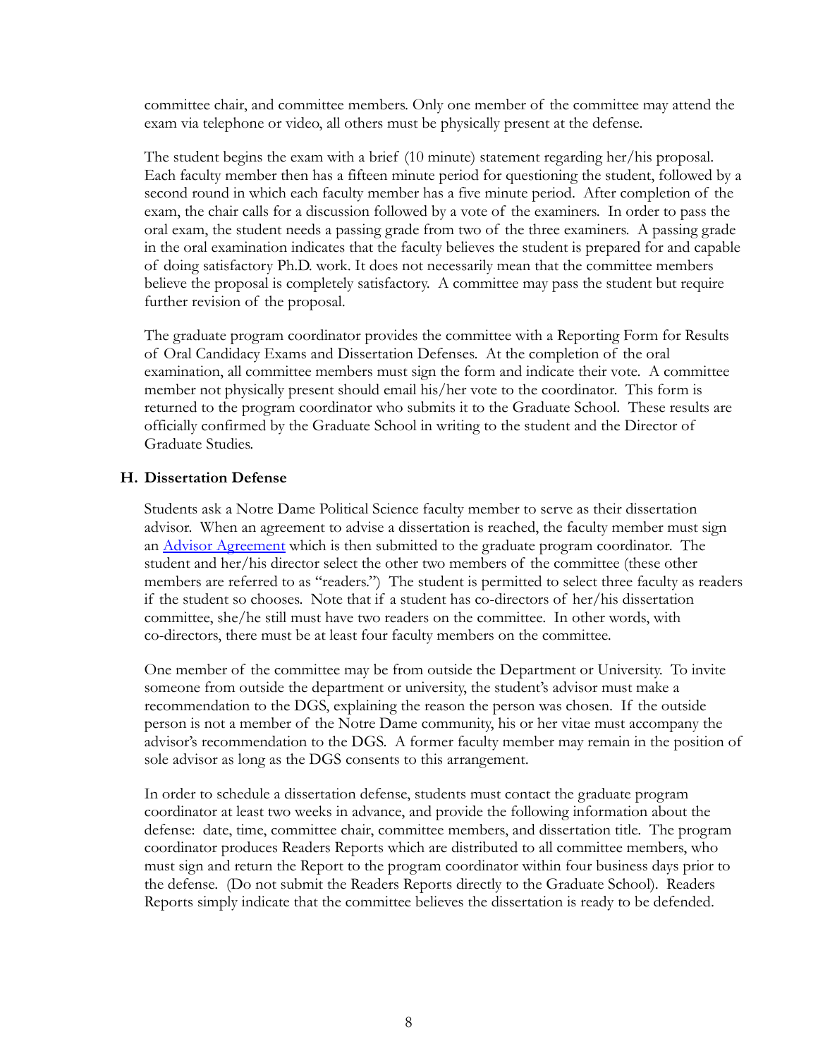committee chair, and committee members. Only one member of the committee may attend the exam via telephone or video, all others must be physically present at the defense.

The student begins the exam with a brief (10 minute) statement regarding her/his proposal. Each faculty member then has a fifteen minute period for questioning the student, followed by a second round in which each faculty member has a five minute period. After completion of the exam, the chair calls for a discussion followed by a vote of the examiners. In order to pass the oral exam, the student needs a passing grade from two of the three examiners. A passing grade in the oral examination indicates that the faculty believes the student is prepared for and capable of doing satisfactory Ph.D. work. It does not necessarily mean that the committee members believe the proposal is completely satisfactory. A committee may pass the student but require further revision of the proposal.

The graduate program coordinator provides the committee with a Reporting Form for Results of Oral Candidacy Exams and Dissertation Defenses. At the completion of the oral examination, all committee members must sign the form and indicate their vote. A committee member not physically present should email his/her vote to the coordinator. This form is returned to the program coordinator who submits it to the Graduate School. These results are officially confirmed by the Graduate School in writing to the student and the Director of Graduate Studies.

### H. Dissertation Defense

Students ask a Notre Dame Political Science faculty member to serve as their dissertation advisor. When an agreement to advise a dissertation is reached, the faculty member must sign an Advisor Agreement which is then submitted to the graduate program coordinator. The student and her/his director select the other two members of the committee (these other members are referred to as "readers.") The student is permitted to select three faculty as readers if the student so chooses. Note that if a student has co-directors of her/his dissertation committee, she/he still must have two readers on the committee. In other words, with co-directors, there must be at least four faculty members on the committee.

One member of the committee may be from outside the Department or University. To invite someone from outside the department or university, the student's advisor must make a recommendation to the DGS, explaining the reason the person was chosen. If the outside person is not a member of the Notre Dame community, his or her vitae must accompany the advisor's recommendation to the DGS. A former faculty member may remain in the position of sole advisor as long as the DGS consents to this arrangement.

In order to schedule a dissertation defense, students must contact the graduate program coordinator at least two weeks in advance, and provide the following information about the defense: date, time, committee chair, committee members, and dissertation title. The program coordinator produces Readers Reports which are distributed to all committee members, who must sign and return the Report to the program coordinator within four business days prior to the defense. (Do not submit the Readers Reports directly to the Graduate School). Readers Reports simply indicate that the committee believes the dissertation is ready to be defended.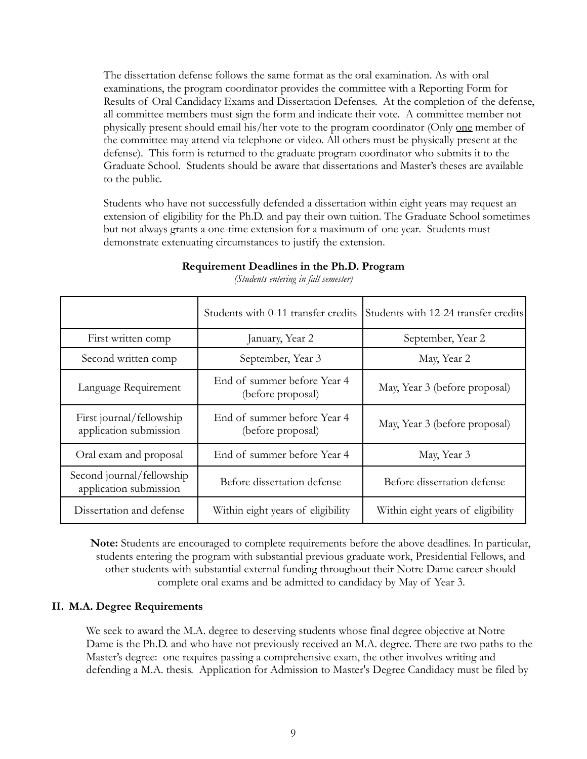The dissertation defense follows the same format as the oral examination. As with oral examinations, the program coordinator provides the committee with a Reporting Form for Results of Oral Candidacy Exams and Dissertation Defenses. At the completion of the defense, all committee members must sign the form and indicate their vote. A committee member not physically present should email his/her vote to the program coordinator (Only one member of the committee may attend via telephone or video. All others must be physically present at the defense). This form is returned to the graduate program coordinator who submits it to the Graduate School. Students should be aware that dissertations and Master's theses are available to the public.

Students who have not successfully defended a dissertation within eight years may request an extension of eligibility for the Ph.D. and pay their own tuition. The Graduate School sometimes but not always grants a one-time extension for a maximum of one year. Students must demonstrate extenuating circumstances to justify the extension.

**Requirement Deadlines in the Ph.D. Program**

*(Students entering in fall semester)*

| | Students with 0-11 transfer credits | Students with 12-24 transfer credits |
|---|---|---|
| First written comp | January, Year 2 | September, Year 2 |
| Second written comp | September, Year 3 | May, Year 2 |
| Language Requirement | End of summer before Year 4 (before proposal) | May, Year 3 (before proposal) |
| First journal/fellowship application submission | End of summer before Year 4 (before proposal) | May, Year 3 (before proposal) |
| Oral exam and proposal | End of summer before Year 4 | May, Year 3 |
| Second journal/fellowship application submission | Before dissertation defense | Before dissertation defense |
| Dissertation and defense | Within eight years of eligibility | Within eight years of eligibility |

**Note:** Students are encouraged to complete requirements before the above deadlines. In particular, students entering the program with substantial previous graduate work, Presidential Fellows, and other students with substantial external funding throughout their Notre Dame career should complete oral exams and be admitted to candidacy by May of Year 3.

## II. M.A. Degree Requirements

We seek to award the M.A. degree to deserving students whose final degree objective at Notre Dame is the Ph.D. and who have not previously received an M.A. degree. There are two paths to the Master's degree: one requires passing a comprehensive exam, the other involves writing and defending a M.A. thesis. Application for Admission to Master's Degree Candidacy must be filed by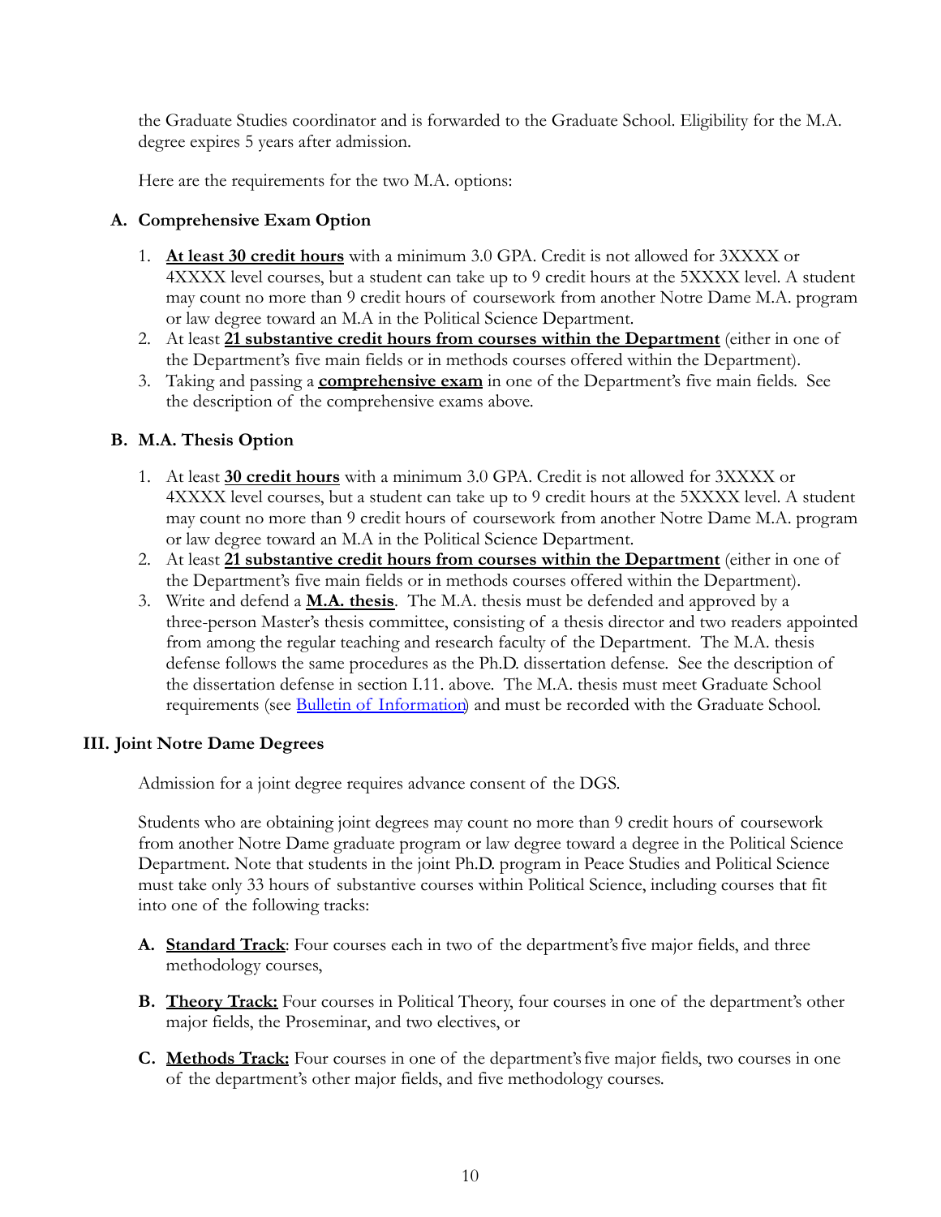the Graduate Studies coordinator and is forwarded to the Graduate School. Eligibility for the M.A. degree expires 5 years after admission.

Here are the requirements for the two M.A. options:

### A. Comprehensive Exam Option

1. **At least 30 credit hours** with a minimum 3.0 GPA. Credit is not allowed for 3XXXX or 4XXXX level courses, but a student can take up to 9 credit hours at the 5XXXX level. A student may count no more than 9 credit hours of coursework from another Notre Dame M.A. program or law degree toward an M.A in the Political Science Department.
2. At least **21 substantive credit hours from courses within the Department** (either in one of the Department's five main fields or in methods courses offered within the Department).
3. Taking and passing a **comprehensive exam** in one of the Department's five main fields. See the description of the comprehensive exams above.

### B. M.A. Thesis Option

1. At least **30 credit hours** with a minimum 3.0 GPA. Credit is not allowed for 3XXXX or 4XXXX level courses, but a student can take up to 9 credit hours at the 5XXXX level. A student may count no more than 9 credit hours of coursework from another Notre Dame M.A. program or law degree toward an M.A in the Political Science Department.
2. At least **21 substantive credit hours from courses within the Department** (either in one of the Department's five main fields or in methods courses offered within the Department).
3. Write and defend a **M.A. thesis**. The M.A. thesis must be defended and approved by a three-person Master's thesis committee, consisting of a thesis director and two readers appointed from among the regular teaching and research faculty of the Department. The M.A. thesis defense follows the same procedures as the Ph.D. dissertation defense. See the description of the dissertation defense in section I.11. above. The M.A. thesis must meet Graduate School requirements (see Bulletin of Information) and must be recorded with the Graduate School.

## III. Joint Notre Dame Degrees

Admission for a joint degree requires advance consent of the DGS.

Students who are obtaining joint degrees may count no more than 9 credit hours of coursework from another Notre Dame graduate program or law degree toward a degree in the Political Science Department. Note that students in the joint Ph.D. program in Peace Studies and Political Science must take only 33 hours of substantive courses within Political Science, including courses that fit into one of the following tracks:

- **A. Standard Track**: Four courses each in two of the department's five major fields, and three methodology courses,
- **B. Theory Track:** Four courses in Political Theory, four courses in one of the department's other major fields, the Proseminar, and two electives, or
- **C. Methods Track:** Four courses in one of the department's five major fields, two courses in one of the department's other major fields, and five methodology courses.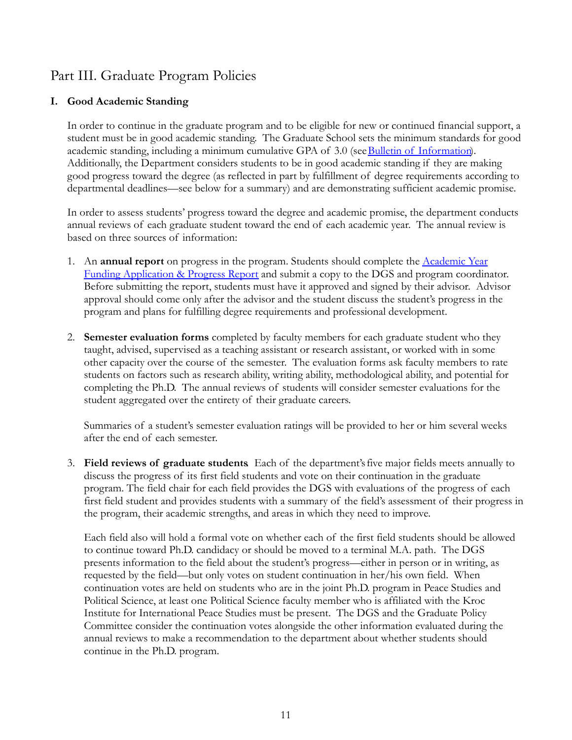# Part III. Graduate Program Policies

## I. Good Academic Standing

In order to continue in the graduate program and to be eligible for new or continued financial support, a student must be in good academic standing. The Graduate School sets the minimum standards for good academic standing, including a minimum cumulative GPA of 3.0 (see Bulletin of Information). Additionally, the Department considers students to be in good academic standing if they are making good progress toward the degree (as reflected in part by fulfillment of degree requirements according to departmental deadlines—see below for a summary) and are demonstrating sufficient academic promise.

In order to assess students' progress toward the degree and academic promise, the department conducts annual reviews of each graduate student toward the end of each academic year. The annual review is based on three sources of information:

1. An **annual report** on progress in the program. Students should complete the Academic Year Funding Application & Progress Report and submit a copy to the DGS and program coordinator. Before submitting the report, students must have it approved and signed by their advisor. Advisor approval should come only after the advisor and the student discuss the student's progress in the program and plans for fulfilling degree requirements and professional development.

2. **Semester evaluation forms** completed by faculty members for each graduate student who they taught, advised, supervised as a teaching assistant or research assistant, or worked with in some other capacity over the course of the semester. The evaluation forms ask faculty members to rate students on factors such as research ability, writing ability, methodological ability, and potential for completing the Ph.D. The annual reviews of students will consider semester evaluations for the student aggregated over the entirety of their graduate careers.

   Summaries of a student's semester evaluation ratings will be provided to her or him several weeks after the end of each semester.

3. **Field reviews of graduate students**. Each of the department's five major fields meets annually to discuss the progress of its first field students and vote on their continuation in the graduate program. The field chair for each field provides the DGS with evaluations of the progress of each first field student and provides students with a summary of the field's assessment of their progress in the program, their academic strengths, and areas in which they need to improve.

   Each field also will hold a formal vote on whether each of the first field students should be allowed to continue toward Ph.D. candidacy or should be moved to a terminal M.A. path. The DGS presents information to the field about the student's progress—either in person or in writing, as requested by the field—but only votes on student continuation in her/his own field. When continuation votes are held on students who are in the joint Ph.D. program in Peace Studies and Political Science, at least one Political Science faculty member who is affiliated with the Kroc Institute for International Peace Studies must be present. The DGS and the Graduate Policy Committee consider the continuation votes alongside the other information evaluated during the annual reviews to make a recommendation to the department about whether students should continue in the Ph.D. program.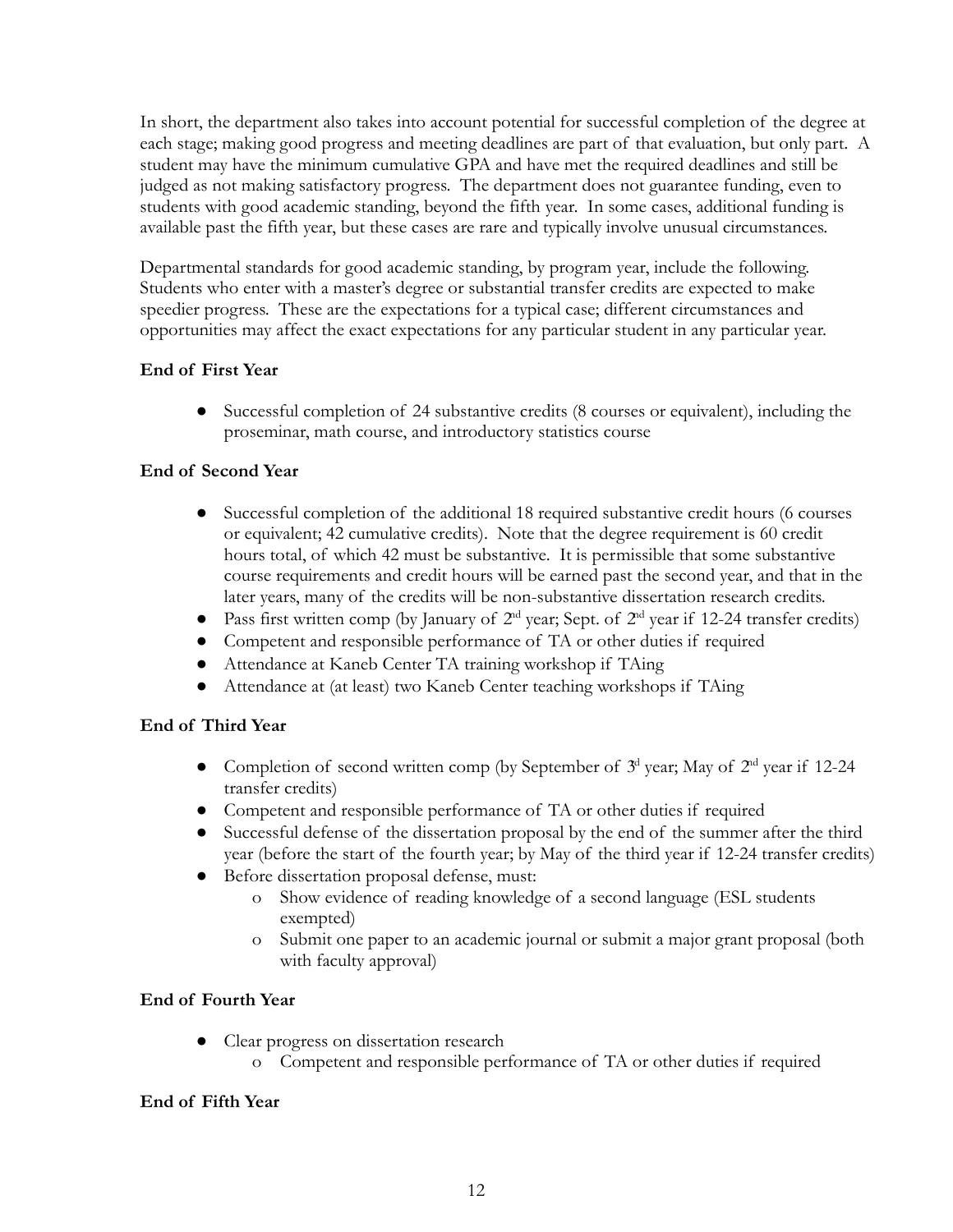In short, the department also takes into account potential for successful completion of the degree at each stage; making good progress and meeting deadlines are part of that evaluation, but only part. A student may have the minimum cumulative GPA and have met the required deadlines and still be judged as not making satisfactory progress. The department does not guarantee funding, even to students with good academic standing, beyond the fifth year. In some cases, additional funding is available past the fifth year, but these cases are rare and typically involve unusual circumstances.

Departmental standards for good academic standing, by program year, include the following. Students who enter with a master's degree or substantial transfer credits are expected to make speedier progress. These are the expectations for a typical case; different circumstances and opportunities may affect the exact expectations for any particular student in any particular year.

**End of First Year**

- Successful completion of 24 substantive credits (8 courses or equivalent), including the proseminar, math course, and introductory statistics course

**End of Second Year**

- Successful completion of the additional 18 required substantive credit hours (6 courses or equivalent; 42 cumulative credits). Note that the degree requirement is 60 credit hours total, of which 42 must be substantive. It is permissible that some substantive course requirements and credit hours will be earned past the second year, and that in the later years, many of the credits will be non-substantive dissertation research credits.
- Pass first written comp (by January of 2nd year; Sept. of 2nd year if 12-24 transfer credits)
- Competent and responsible performance of TA or other duties if required
- Attendance at Kaneb Center TA training workshop if TAing
- Attendance at (at least) two Kaneb Center teaching workshops if TAing

**End of Third Year**

- Completion of second written comp (by September of 3d year; May of 2nd year if 12-24 transfer credits)
- Competent and responsible performance of TA or other duties if required
- Successful defense of the dissertation proposal by the end of the summer after the third year (before the start of the fourth year; by May of the third year if 12-24 transfer credits)
- Before dissertation proposal defense, must:
  - Show evidence of reading knowledge of a second language (ESL students exempted)
  - Submit one paper to an academic journal or submit a major grant proposal (both with faculty approval)

**End of Fourth Year**

- Clear progress on dissertation research
  - Competent and responsible performance of TA or other duties if required

**End of Fifth Year**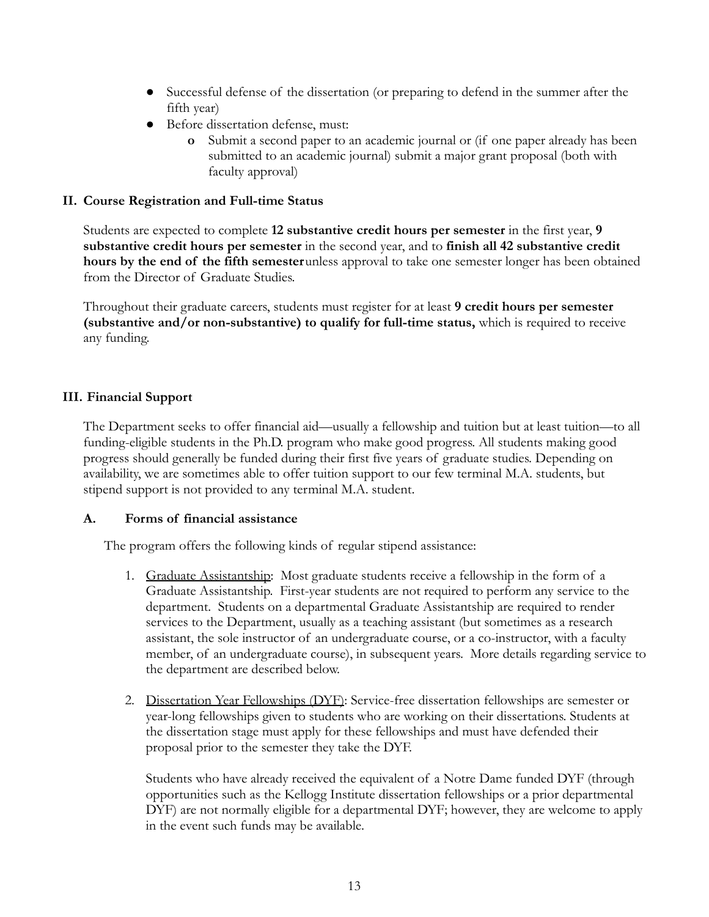- Successful defense of the dissertation (or preparing to defend in the summer after the fifth year)
- Before dissertation defense, must:
  - Submit a second paper to an academic journal or (if one paper already has been submitted to an academic journal) submit a major grant proposal (both with faculty approval)

## II. Course Registration and Full-time Status

Students are expected to complete **12 substantive credit hours per semester** in the first year, **9 substantive credit hours per semester** in the second year, and to **finish all 42 substantive credit hours by the end of the fifth semester** unless approval to take one semester longer has been obtained from the Director of Graduate Studies.

Throughout their graduate careers, students must register for at least **9 credit hours per semester (substantive and/or non-substantive) to qualify for full-time status,** which is required to receive any funding.

## III. Financial Support

The Department seeks to offer financial aid—usually a fellowship and tuition but at least tuition—to all funding-eligible students in the Ph.D. program who make good progress. All students making good progress should generally be funded during their first five years of graduate studies. Depending on availability, we are sometimes able to offer tuition support to our few terminal M.A. students, but stipend support is not provided to any terminal M.A. student.

### A. Forms of financial assistance

The program offers the following kinds of regular stipend assistance:

1. Graduate Assistantship: Most graduate students receive a fellowship in the form of a Graduate Assistantship. First-year students are not required to perform any service to the department. Students on a departmental Graduate Assistantship are required to render services to the Department, usually as a teaching assistant (but sometimes as a research assistant, the sole instructor of an undergraduate course, or a co-instructor, with a faculty member, of an undergraduate course), in subsequent years. More details regarding service to the department are described below.

2. Dissertation Year Fellowships (DYF): Service-free dissertation fellowships are semester or year-long fellowships given to students who are working on their dissertations. Students at the dissertation stage must apply for these fellowships and must have defended their proposal prior to the semester they take the DYF.

   Students who have already received the equivalent of a Notre Dame funded DYF (through opportunities such as the Kellogg Institute dissertation fellowships or a prior departmental DYF) are not normally eligible for a departmental DYF; however, they are welcome to apply in the event such funds may be available.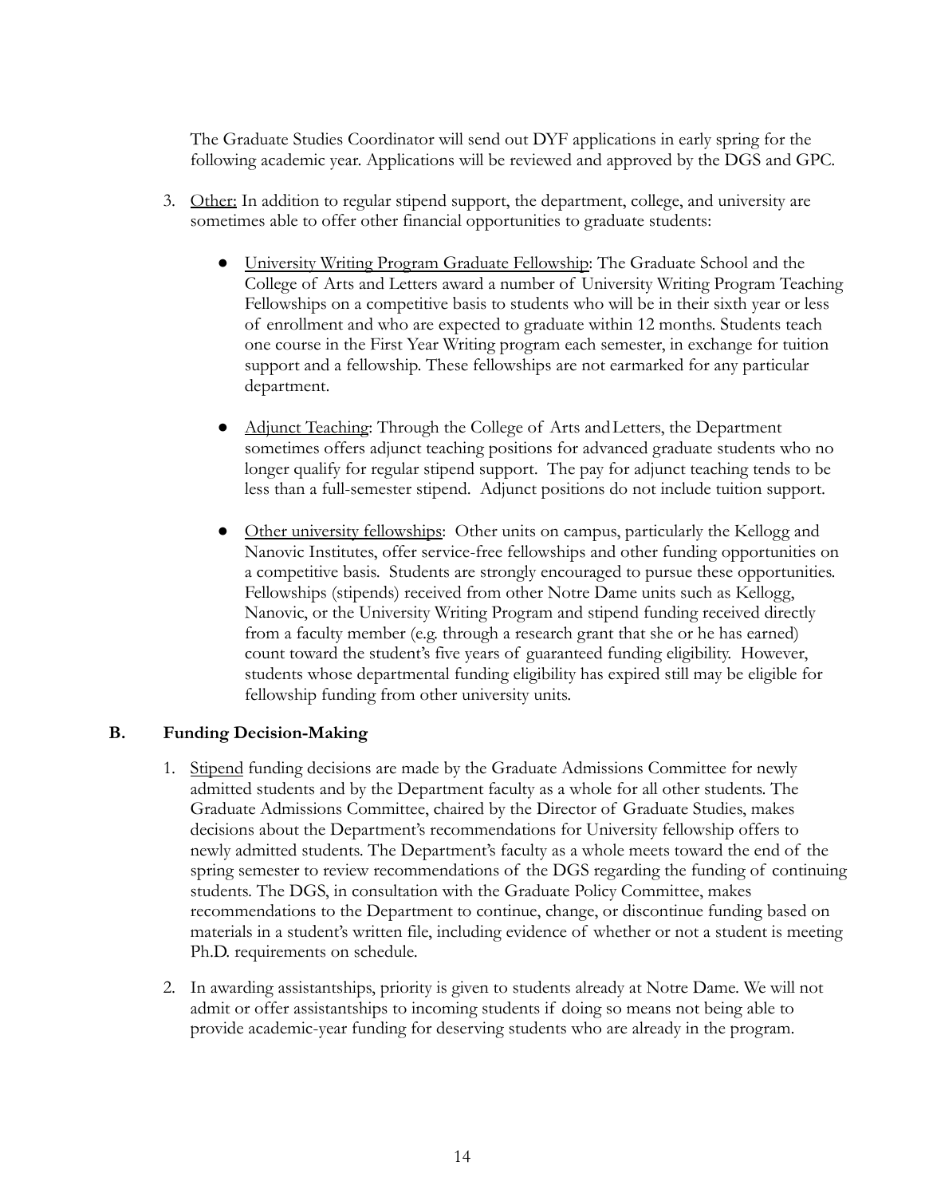The Graduate Studies Coordinator will send out DYF applications in early spring for the following academic year. Applications will be reviewed and approved by the DGS and GPC.

3. Other: In addition to regular stipend support, the department, college, and university are sometimes able to offer other financial opportunities to graduate students:

   - University Writing Program Graduate Fellowship: The Graduate School and the College of Arts and Letters award a number of University Writing Program Teaching Fellowships on a competitive basis to students who will be in their sixth year or less of enrollment and who are expected to graduate within 12 months. Students teach one course in the First Year Writing program each semester, in exchange for tuition support and a fellowship. These fellowships are not earmarked for any particular department.

   - Adjunct Teaching: Through the College of Arts and Letters, the Department sometimes offers adjunct teaching positions for advanced graduate students who no longer qualify for regular stipend support. The pay for adjunct teaching tends to be less than a full-semester stipend. Adjunct positions do not include tuition support.

   - Other university fellowships: Other units on campus, particularly the Kellogg and Nanovic Institutes, offer service-free fellowships and other funding opportunities on a competitive basis. Students are strongly encouraged to pursue these opportunities. Fellowships (stipends) received from other Notre Dame units such as Kellogg, Nanovic, or the University Writing Program and stipend funding received directly from a faculty member (e.g. through a research grant that she or he has earned) count toward the student's five years of guaranteed funding eligibility. However, students whose departmental funding eligibility has expired still may be eligible for fellowship funding from other university units.

## B. Funding Decision-Making

1. Stipend funding decisions are made by the Graduate Admissions Committee for newly admitted students and by the Department faculty as a whole for all other students. The Graduate Admissions Committee, chaired by the Director of Graduate Studies, makes decisions about the Department's recommendations for University fellowship offers to newly admitted students. The Department's faculty as a whole meets toward the end of the spring semester to review recommendations of the DGS regarding the funding of continuing students. The DGS, in consultation with the Graduate Policy Committee, makes recommendations to the Department to continue, change, or discontinue funding based on materials in a student's written file, including evidence of whether or not a student is meeting Ph.D. requirements on schedule.

2. In awarding assistantships, priority is given to students already at Notre Dame. We will not admit or offer assistantships to incoming students if doing so means not being able to provide academic-year funding for deserving students who are already in the program.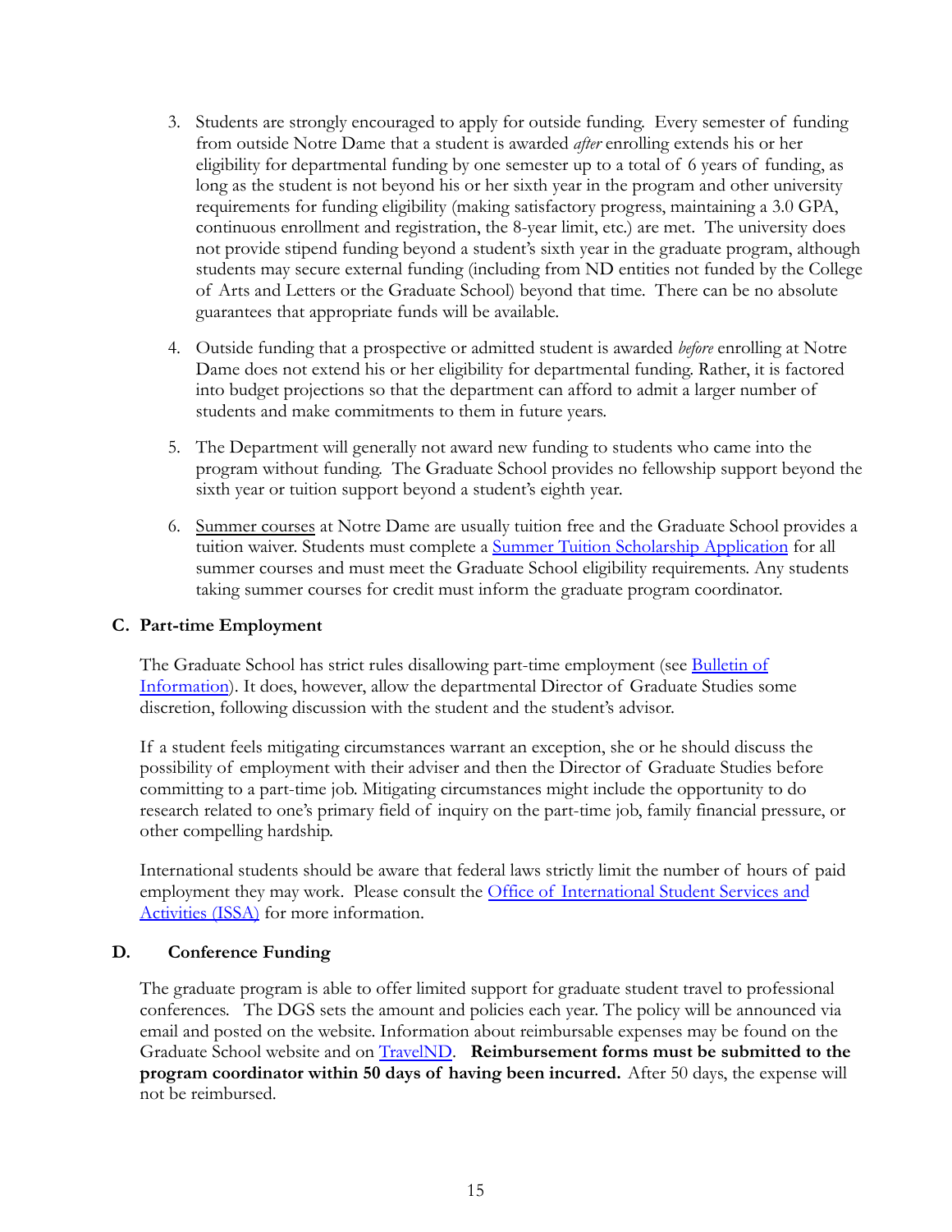3. Students are strongly encouraged to apply for outside funding. Every semester of funding from outside Notre Dame that a student is awarded *after* enrolling extends his or her eligibility for departmental funding by one semester up to a total of 6 years of funding, as long as the student is not beyond his or her sixth year in the program and other university requirements for funding eligibility (making satisfactory progress, maintaining a 3.0 GPA, continuous enrollment and registration, the 8-year limit, etc.) are met. The university does not provide stipend funding beyond a student's sixth year in the graduate program, although students may secure external funding (including from ND entities not funded by the College of Arts and Letters or the Graduate School) beyond that time. There can be no absolute guarantees that appropriate funds will be available.

4. Outside funding that a prospective or admitted student is awarded *before* enrolling at Notre Dame does not extend his or her eligibility for departmental funding. Rather, it is factored into budget projections so that the department can afford to admit a larger number of students and make commitments to them in future years.

5. The Department will generally not award new funding to students who came into the program without funding. The Graduate School provides no fellowship support beyond the sixth year or tuition support beyond a student's eighth year.

6. Summer courses at Notre Dame are usually tuition free and the Graduate School provides a tuition waiver. Students must complete a Summer Tuition Scholarship Application for all summer courses and must meet the Graduate School eligibility requirements. Any students taking summer courses for credit must inform the graduate program coordinator.

### C. Part-time Employment

The Graduate School has strict rules disallowing part-time employment (see Bulletin of Information). It does, however, allow the departmental Director of Graduate Studies some discretion, following discussion with the student and the student's advisor.

If a student feels mitigating circumstances warrant an exception, she or he should discuss the possibility of employment with their adviser and then the Director of Graduate Studies before committing to a part-time job. Mitigating circumstances might include the opportunity to do research related to one's primary field of inquiry on the part-time job, family financial pressure, or other compelling hardship.

International students should be aware that federal laws strictly limit the number of hours of paid employment they may work. Please consult the Office of International Student Services and Activities (ISSA) for more information.

### D. Conference Funding

The graduate program is able to offer limited support for graduate student travel to professional conferences. The DGS sets the amount and policies each year. The policy will be announced via email and posted on the website. Information about reimbursable expenses may be found on the Graduate School website and on TravelND. **Reimbursement forms must be submitted to the program coordinator within 50 days of having been incurred.** After 50 days, the expense will not be reimbursed.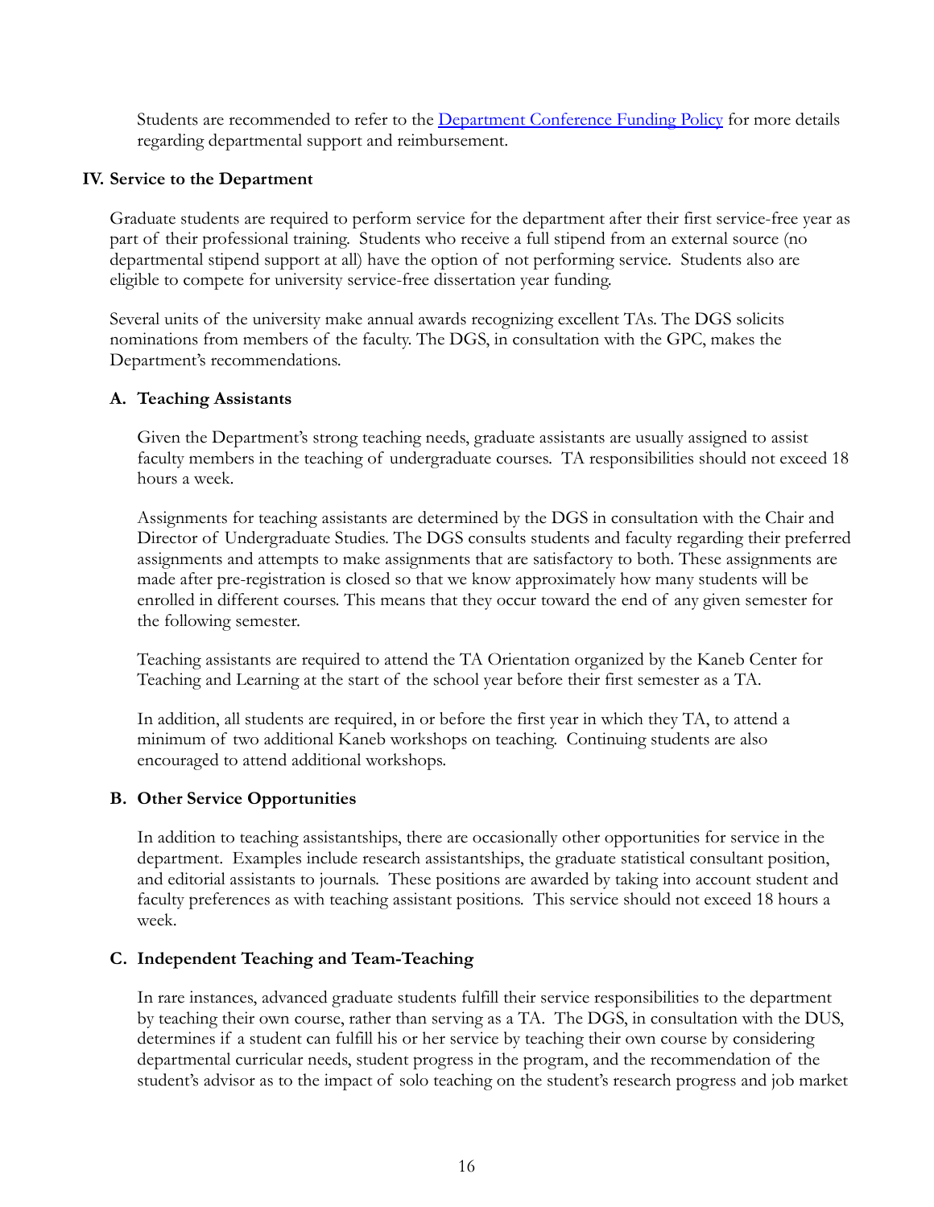Students are recommended to refer to the [Department Conference Funding Policy](#) for more details regarding departmental support and reimbursement.

## IV. Service to the Department

Graduate students are required to perform service for the department after their first service-free year as part of their professional training. Students who receive a full stipend from an external source (no departmental stipend support at all) have the option of not performing service. Students also are eligible to compete for university service-free dissertation year funding.

Several units of the university make annual awards recognizing excellent TAs. The DGS solicits nominations from members of the faculty. The DGS, in consultation with the GPC, makes the Department's recommendations.

### A. Teaching Assistants

Given the Department's strong teaching needs, graduate assistants are usually assigned to assist faculty members in the teaching of undergraduate courses. TA responsibilities should not exceed 18 hours a week.

Assignments for teaching assistants are determined by the DGS in consultation with the Chair and Director of Undergraduate Studies. The DGS consults students and faculty regarding their preferred assignments and attempts to make assignments that are satisfactory to both. These assignments are made after pre-registration is closed so that we know approximately how many students will be enrolled in different courses. This means that they occur toward the end of any given semester for the following semester.

Teaching assistants are required to attend the TA Orientation organized by the Kaneb Center for Teaching and Learning at the start of the school year before their first semester as a TA.

In addition, all students are required, in or before the first year in which they TA, to attend a minimum of two additional Kaneb workshops on teaching. Continuing students are also encouraged to attend additional workshops.

### B. Other Service Opportunities

In addition to teaching assistantships, there are occasionally other opportunities for service in the department. Examples include research assistantships, the graduate statistical consultant position, and editorial assistants to journals. These positions are awarded by taking into account student and faculty preferences as with teaching assistant positions. This service should not exceed 18 hours a week.

### C. Independent Teaching and Team-Teaching

In rare instances, advanced graduate students fulfill their service responsibilities to the department by teaching their own course, rather than serving as a TA. The DGS, in consultation with the DUS, determines if a student can fulfill his or her service by teaching their own course by considering departmental curricular needs, student progress in the program, and the recommendation of the student's advisor as to the impact of solo teaching on the student's research progress and job market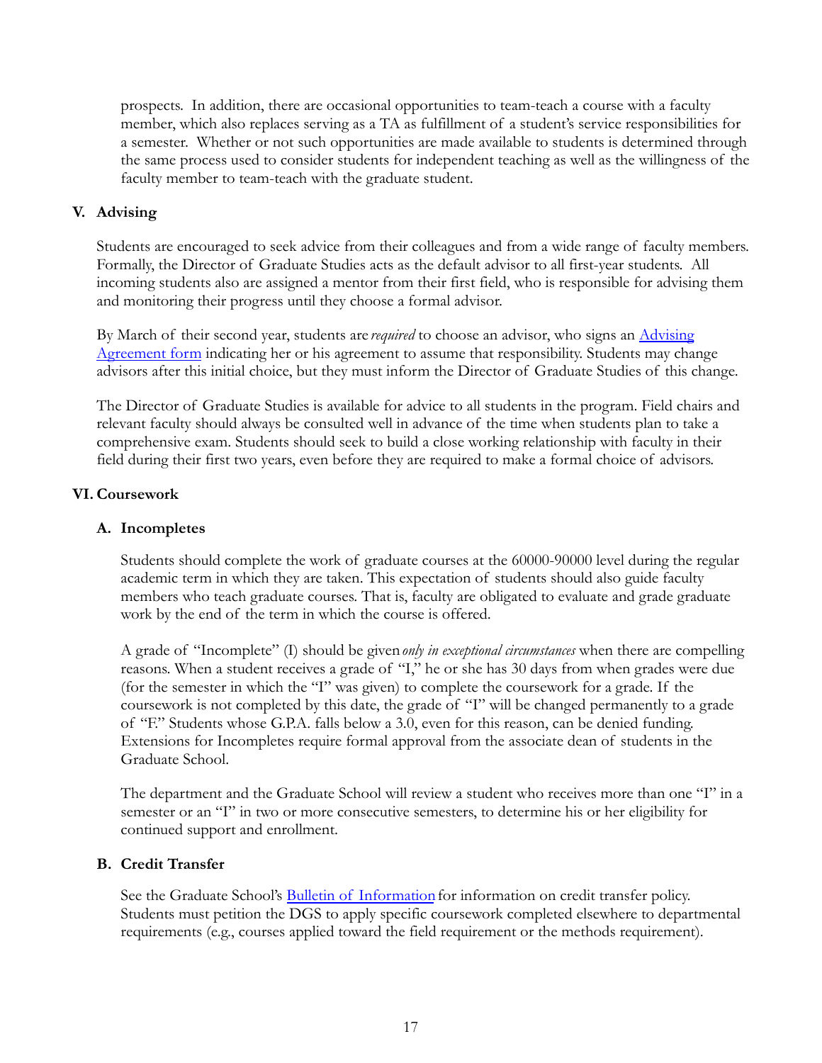prospects. In addition, there are occasional opportunities to team-teach a course with a faculty member, which also replaces serving as a TA as fulfillment of a student's service responsibilities for a semester. Whether or not such opportunities are made available to students is determined through the same process used to consider students for independent teaching as well as the willingness of the faculty member to team-teach with the graduate student.

## V. Advising

Students are encouraged to seek advice from their colleagues and from a wide range of faculty members. Formally, the Director of Graduate Studies acts as the default advisor to all first-year students. All incoming students also are assigned a mentor from their first field, who is responsible for advising them and monitoring their progress until they choose a formal advisor.

By March of their second year, students are *required* to choose an advisor, who signs an [Advising Agreement form]() indicating her or his agreement to assume that responsibility. Students may change advisors after this initial choice, but they must inform the Director of Graduate Studies of this change.

The Director of Graduate Studies is available for advice to all students in the program. Field chairs and relevant faculty should always be consulted well in advance of the time when students plan to take a comprehensive exam. Students should seek to build a close working relationship with faculty in their field during their first two years, even before they are required to make a formal choice of advisors.

## VI. Coursework

### A. Incompletes

Students should complete the work of graduate courses at the 60000-90000 level during the regular academic term in which they are taken. This expectation of students should also guide faculty members who teach graduate courses. That is, faculty are obligated to evaluate and grade graduate work by the end of the term in which the course is offered.

A grade of "Incomplete" (I) should be given *only in exceptional circumstances* when there are compelling reasons. When a student receives a grade of "I," he or she has 30 days from when grades were due (for the semester in which the "I" was given) to complete the coursework for a grade. If the coursework is not completed by this date, the grade of "I" will be changed permanently to a grade of "F." Students whose G.P.A. falls below a 3.0, even for this reason, can be denied funding. Extensions for Incompletes require formal approval from the associate dean of students in the Graduate School.

The department and the Graduate School will review a student who receives more than one "I" in a semester or an "I" in two or more consecutive semesters, to determine his or her eligibility for continued support and enrollment.

### B. Credit Transfer

See the Graduate School's [Bulletin of Information]() for information on credit transfer policy. Students must petition the DGS to apply specific coursework completed elsewhere to departmental requirements (e.g., courses applied toward the field requirement or the methods requirement).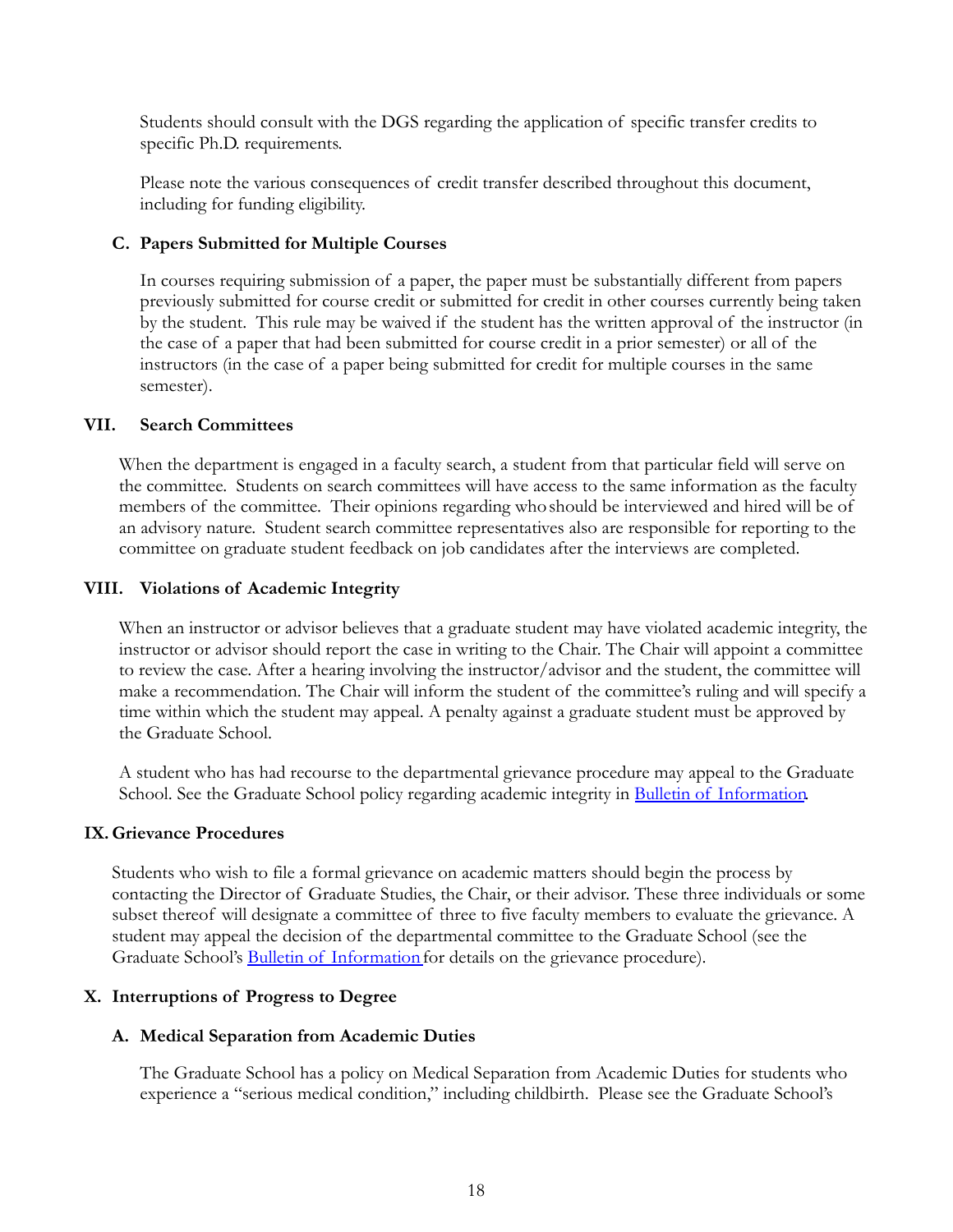Students should consult with the DGS regarding the application of specific transfer credits to specific Ph.D. requirements.

Please note the various consequences of credit transfer described throughout this document, including for funding eligibility.

### C. Papers Submitted for Multiple Courses

In courses requiring submission of a paper, the paper must be substantially different from papers previously submitted for course credit or submitted for credit in other courses currently being taken by the student. This rule may be waived if the student has the written approval of the instructor (in the case of a paper that had been submitted for course credit in a prior semester) or all of the instructors (in the case of a paper being submitted for credit for multiple courses in the same semester).

## VII. Search Committees

When the department is engaged in a faculty search, a student from that particular field will serve on the committee. Students on search committees will have access to the same information as the faculty members of the committee. Their opinions regarding who should be interviewed and hired will be of an advisory nature. Student search committee representatives also are responsible for reporting to the committee on graduate student feedback on job candidates after the interviews are completed.

## VIII. Violations of Academic Integrity

When an instructor or advisor believes that a graduate student may have violated academic integrity, the instructor or advisor should report the case in writing to the Chair. The Chair will appoint a committee to review the case. After a hearing involving the instructor/advisor and the student, the committee will make a recommendation. The Chair will inform the student of the committee's ruling and will specify a time within which the student may appeal. A penalty against a graduate student must be approved by the Graduate School.

A student who has had recourse to the departmental grievance procedure may appeal to the Graduate School. See the Graduate School policy regarding academic integrity in Bulletin of Information.

## IX. Grievance Procedures

Students who wish to file a formal grievance on academic matters should begin the process by contacting the Director of Graduate Studies, the Chair, or their advisor. These three individuals or some subset thereof will designate a committee of three to five faculty members to evaluate the grievance. A student may appeal the decision of the departmental committee to the Graduate School (see the Graduate School's Bulletin of Information for details on the grievance procedure).

## X. Interruptions of Progress to Degree

### A. Medical Separation from Academic Duties

The Graduate School has a policy on Medical Separation from Academic Duties for students who experience a "serious medical condition," including childbirth. Please see the Graduate School's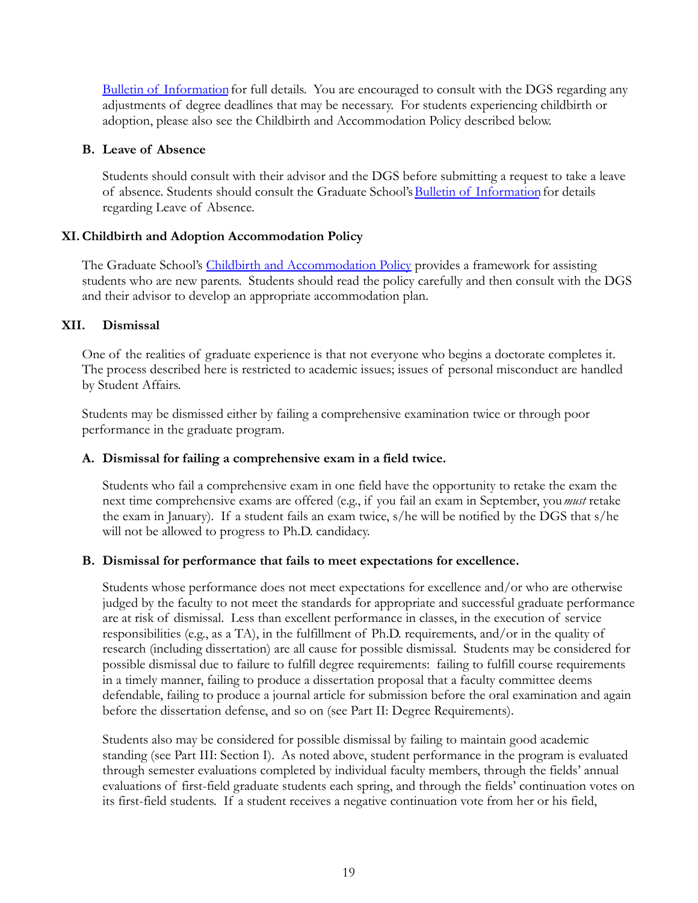[Bulletin of Information](#) for full details. You are encouraged to consult with the DGS regarding any adjustments of degree deadlines that may be necessary. For students experiencing childbirth or adoption, please also see the Childbirth and Accommodation Policy described below.

### B. Leave of Absence

Students should consult with their advisor and the DGS before submitting a request to take a leave of absence. Students should consult the Graduate School's [Bulletin of Information](#) for details regarding Leave of Absence.

## XI. Childbirth and Adoption Accommodation Policy

The Graduate School's [Childbirth and Accommodation Policy](#) provides a framework for assisting students who are new parents. Students should read the policy carefully and then consult with the DGS and their advisor to develop an appropriate accommodation plan.

## XII. Dismissal

One of the realities of graduate experience is that not everyone who begins a doctorate completes it. The process described here is restricted to academic issues; issues of personal misconduct are handled by Student Affairs.

Students may be dismissed either by failing a comprehensive examination twice or through poor performance in the graduate program.

### A. Dismissal for failing a comprehensive exam in a field twice.

Students who fail a comprehensive exam in one field have the opportunity to retake the exam the next time comprehensive exams are offered (e.g., if you fail an exam in September, you *must* retake the exam in January). If a student fails an exam twice, s/he will be notified by the DGS that s/he will not be allowed to progress to Ph.D. candidacy.

### B. Dismissal for performance that fails to meet expectations for excellence.

Students whose performance does not meet expectations for excellence and/or who are otherwise judged by the faculty to not meet the standards for appropriate and successful graduate performance are at risk of dismissal. Less than excellent performance in classes, in the execution of service responsibilities (e.g., as a TA), in the fulfillment of Ph.D. requirements, and/or in the quality of research (including dissertation) are all cause for possible dismissal. Students may be considered for possible dismissal due to failure to fulfill degree requirements: failing to fulfill course requirements in a timely manner, failing to produce a dissertation proposal that a faculty committee deems defendable, failing to produce a journal article for submission before the oral examination and again before the dissertation defense, and so on (see Part II: Degree Requirements).

Students also may be considered for possible dismissal by failing to maintain good academic standing (see Part III: Section I). As noted above, student performance in the program is evaluated through semester evaluations completed by individual faculty members, through the fields' annual evaluations of first-field graduate students each spring, and through the fields' continuation votes on its first-field students. If a student receives a negative continuation vote from her or his field,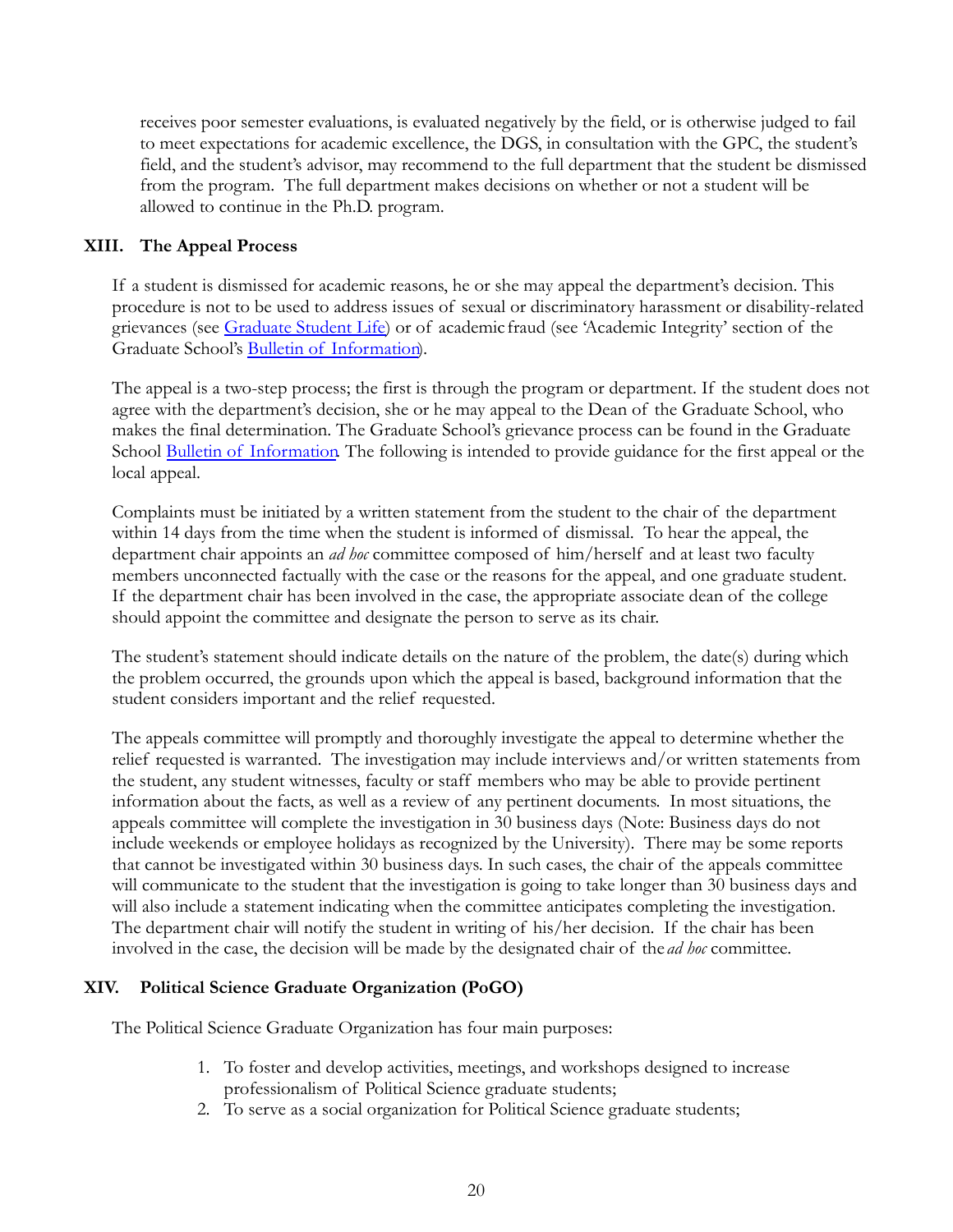receives poor semester evaluations, is evaluated negatively by the field, or is otherwise judged to fail to meet expectations for academic excellence, the DGS, in consultation with the GPC, the student's field, and the student's advisor, may recommend to the full department that the student be dismissed from the program. The full department makes decisions on whether or not a student will be allowed to continue in the Ph.D. program.

## XIII. The Appeal Process

If a student is dismissed for academic reasons, he or she may appeal the department's decision. This procedure is not to be used to address issues of sexual or discriminatory harassment or disability-related grievances (see Graduate Student Life) or of academic fraud (see 'Academic Integrity' section of the Graduate School's Bulletin of Information).

The appeal is a two-step process; the first is through the program or department. If the student does not agree with the department's decision, she or he may appeal to the Dean of the Graduate School, who makes the final determination. The Graduate School's grievance process can be found in the Graduate School Bulletin of Information. The following is intended to provide guidance for the first appeal or the local appeal.

Complaints must be initiated by a written statement from the student to the chair of the department within 14 days from the time when the student is informed of dismissal. To hear the appeal, the department chair appoints an *ad hoc* committee composed of him/herself and at least two faculty members unconnected factually with the case or the reasons for the appeal, and one graduate student. If the department chair has been involved in the case, the appropriate associate dean of the college should appoint the committee and designate the person to serve as its chair.

The student's statement should indicate details on the nature of the problem, the date(s) during which the problem occurred, the grounds upon which the appeal is based, background information that the student considers important and the relief requested.

The appeals committee will promptly and thoroughly investigate the appeal to determine whether the relief requested is warranted. The investigation may include interviews and/or written statements from the student, any student witnesses, faculty or staff members who may be able to provide pertinent information about the facts, as well as a review of any pertinent documents. In most situations, the appeals committee will complete the investigation in 30 business days (Note: Business days do not include weekends or employee holidays as recognized by the University). There may be some reports that cannot be investigated within 30 business days. In such cases, the chair of the appeals committee will communicate to the student that the investigation is going to take longer than 30 business days and will also include a statement indicating when the committee anticipates completing the investigation. The department chair will notify the student in writing of his/her decision. If the chair has been involved in the case, the decision will be made by the designated chair of the *ad hoc* committee.

## XIV. Political Science Graduate Organization (PoGO)

The Political Science Graduate Organization has four main purposes:

1. To foster and develop activities, meetings, and workshops designed to increase professionalism of Political Science graduate students;
2. To serve as a social organization for Political Science graduate students;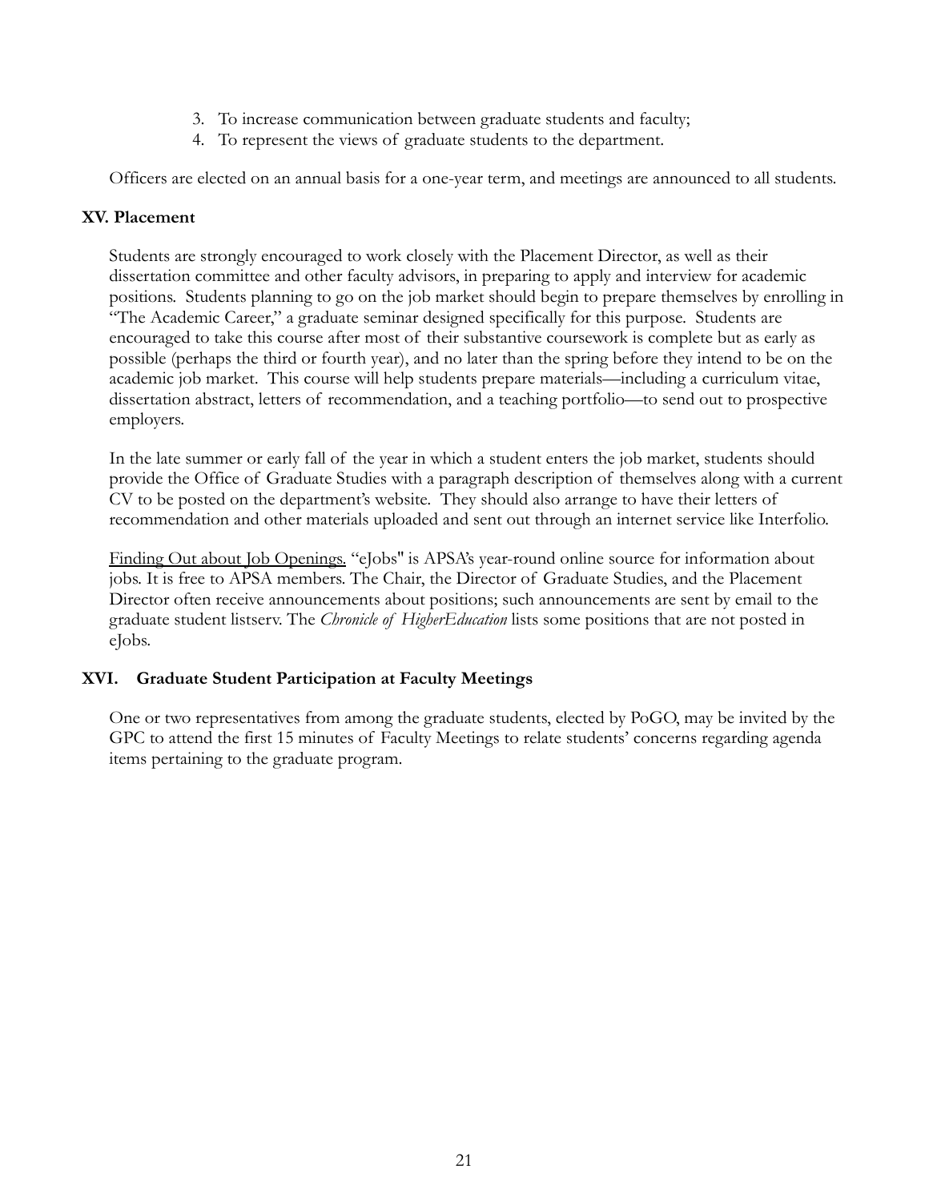3. To increase communication between graduate students and faculty;
4. To represent the views of graduate students to the department.

Officers are elected on an annual basis for a one-year term, and meetings are announced to all students.

## XV. Placement

Students are strongly encouraged to work closely with the Placement Director, as well as their dissertation committee and other faculty advisors, in preparing to apply and interview for academic positions. Students planning to go on the job market should begin to prepare themselves by enrolling in "The Academic Career," a graduate seminar designed specifically for this purpose. Students are encouraged to take this course after most of their substantive coursework is complete but as early as possible (perhaps the third or fourth year), and no later than the spring before they intend to be on the academic job market. This course will help students prepare materials—including a curriculum vitae, dissertation abstract, letters of recommendation, and a teaching portfolio—to send out to prospective employers.

In the late summer or early fall of the year in which a student enters the job market, students should provide the Office of Graduate Studies with a paragraph description of themselves along with a current CV to be posted on the department's website. They should also arrange to have their letters of recommendation and other materials uploaded and sent out through an internet service like Interfolio.

Finding Out about Job Openings. "eJobs" is APSA's year-round online source for information about jobs. It is free to APSA members. The Chair, the Director of Graduate Studies, and the Placement Director often receive announcements about positions; such announcements are sent by email to the graduate student listserv. The *Chronicle of HigherEducation* lists some positions that are not posted in eJobs.

## XVI. Graduate Student Participation at Faculty Meetings

One or two representatives from among the graduate students, elected by PoGO, may be invited by the GPC to attend the first 15 minutes of Faculty Meetings to relate students' concerns regarding agenda items pertaining to the graduate program.